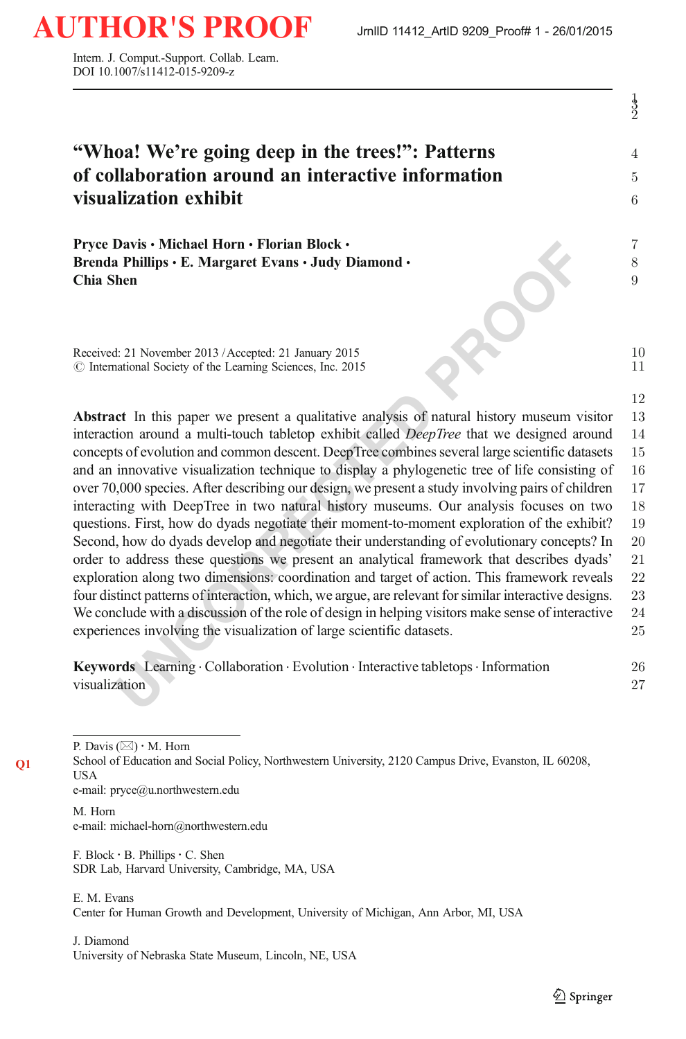# "Whoa! We're going deep in the trees!": Patterns of collaboration around an interactive information visualization exhibit

**Pryce Davis · Michael Horn · Florian Block · Brenda Phillips · E. Margaret Evans · Judy Diamond · Chia Shen**

Received: 21 November 2013 / Accepted: 21 January 2015
© International Society of the Learning Sciences, Inc. 2015

**Abstract** In this paper we present a qualitative analysis of natural history museum visitor interaction around a multi-touch tabletop exhibit called *DeepTree* that we designed around concepts of evolution and common descent. DeepTree combines several large scientific datasets and an innovative visualization technique to display a phylogenetic tree of life consisting of over 70,000 species. After describing our design, we present a study involving pairs of children interacting with DeepTree in two natural history museums. Our analysis focuses on two questions. First, how do dyads negotiate their moment-to-moment exploration of the exhibit? Second, how do dyads develop and negotiate their understanding of evolutionary concepts? In order to address these questions we present an analytical framework that describes dyads' exploration along two dimensions: coordination and target of action. This framework reveals four distinct patterns of interaction, which, we argue, are relevant for similar interactive designs. We conclude with a discussion of the role of design in helping visitors make sense of interactive experiences involving the visualization of large scientific datasets.

**Keywords** Learning · Collaboration · Evolution · Interactive tabletops · Information visualization

---

P. Davis (✉) · M. Horn
School of Education and Social Policy, Northwestern University, 2120 Campus Drive, Evanston, IL 60208, USA
e-mail: pryce@u.northwestern.edu

M. Horn
e-mail: michael-horn@northwestern.edu

F. Block · B. Phillips · C. Shen
SDR Lab, Harvard University, Cambridge, MA, USA

E. M. Evans
Center for Human Growth and Development, University of Michigan, Ann Arbor, MI, USA

J. Diamond
University of Nebraska State Museum, Lincoln, NE, USA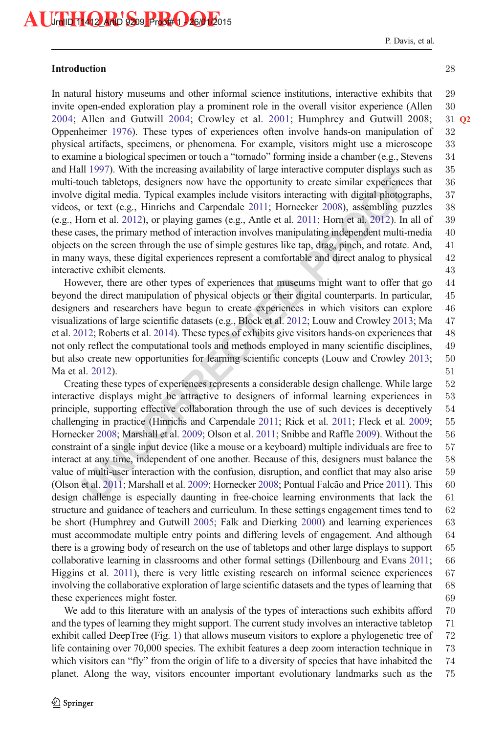## Introduction

In natural history museums and other informal science institutions, interactive exhibits that invite open-ended exploration play a prominent role in the overall visitor experience (Allen 2004; Allen and Gutwill 2004; Crowley et al. 2001; Humphrey and Gutwill 2008; Oppenheimer 1976). These types of experiences often involve hands-on manipulation of physical artifacts, specimens, or phenomena. For example, visitors might use a microscope to examine a biological specimen or touch a "tornado" forming inside a chamber (e.g., Stevens and Hall 1997). With the increasing availability of large interactive computer displays such as multi-touch tabletops, designers now have the opportunity to create similar experiences that involve digital media. Typical examples include visitors interacting with digital photographs, videos, or text (e.g., Hinrichs and Carpendale 2011; Hornecker 2008), assembling puzzles (e.g., Horn et al. 2012), or playing games (e.g., Antle et al. 2011; Horn et al. 2012). In all of these cases, the primary method of interaction involves manipulating independent multi-media objects on the screen through the use of simple gestures like tap, drag, pinch, and rotate. And, in many ways, these digital experiences represent a comfortable and direct analog to physical interactive exhibit elements.

However, there are other types of experiences that museums might want to offer that go beyond the direct manipulation of physical objects or their digital counterparts. In particular, designers and researchers have begun to create experiences in which visitors can explore visualizations of large scientific datasets (e.g., Block et al. 2012; Louw and Crowley 2013; Ma et al. 2012; Roberts et al. 2014). These types of exhibits give visitors hands-on experiences that not only reflect the computational tools and methods employed in many scientific disciplines, but also create new opportunities for learning scientific concepts (Louw and Crowley 2013; Ma et al. 2012).

Creating these types of experiences represents a considerable design challenge. While large interactive displays might be attractive to designers of informal learning experiences in principle, supporting effective collaboration through the use of such devices is deceptively challenging in practice (Hinrichs and Carpendale 2011; Rick et al. 2011; Fleck et al. 2009; Hornecker 2008; Marshall et al. 2009; Olson et al. 2011; Snibbe and Raffle 2009). Without the constraint of a single input device (like a mouse or a keyboard) multiple individuals are free to interact at any time, independent of one another. Because of this, designers must balance the value of multi-user interaction with the confusion, disruption, and conflict that may also arise (Olson et al. 2011; Marshall et al. 2009; Hornecker 2008; Pontual Falcão and Price 2011). This design challenge is especially daunting in free-choice learning environments that lack the structure and guidance of teachers and curriculum. In these settings engagement times tend to be short (Humphrey and Gutwill 2005; Falk and Dierking 2000) and learning experiences must accommodate multiple entry points and differing levels of engagement. And although there is a growing body of research on the use of tabletops and other large displays to support collaborative learning in classrooms and other formal settings (Dillenbourg and Evans 2011; Higgins et al. 2011), there is very little existing research on informal science experiences involving the collaborative exploration of large scientific datasets and the types of learning that these experiences might foster.

We add to this literature with an analysis of the types of interactions such exhibits afford and the types of learning they might support. The current study involves an interactive tabletop exhibit called DeepTree (Fig. 1) that allows museum visitors to explore a phylogenetic tree of life containing over 70,000 species. The exhibit features a deep zoom interaction technique in which visitors can "fly" from the origin of life to a diversity of species that have inhabited the planet. Along the way, visitors encounter important evolutionary landmarks such as the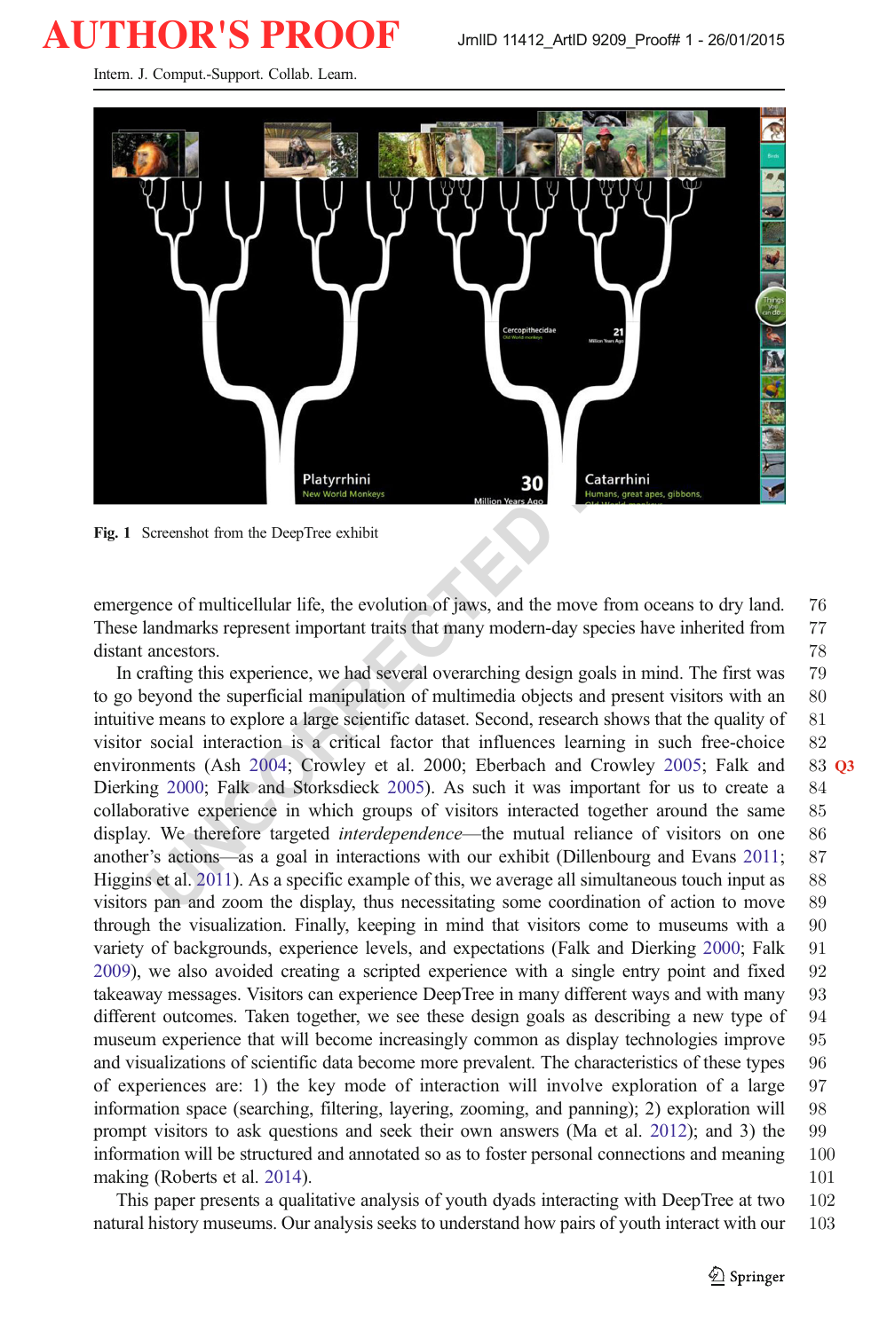Fig. 1 Screenshot from the DeepTree exhibit

emergence of multicellular life, the evolution of jaws, and the move from oceans to dry land. These landmarks represent important traits that many modern-day species have inherited from distant ancestors.

In crafting this experience, we had several overarching design goals in mind. The first was to go beyond the superficial manipulation of multimedia objects and present visitors with an intuitive means to explore a large scientific dataset. Second, research shows that the quality of visitor social interaction is a critical factor that influences learning in such free-choice environments (Ash 2004; Crowley et al. 2000; Eberbach and Crowley 2005; Falk and Dierking 2000; Falk and Storksdieck 2005). As such it was important for us to create a collaborative experience in which groups of visitors interacted together around the same display. We therefore targeted *interdependence*—the mutual reliance of visitors on one another's actions—as a goal in interactions with our exhibit (Dillenbourg and Evans 2011; Higgins et al. 2011). As a specific example of this, we average all simultaneous touch input as visitors pan and zoom the display, thus necessitating some coordination of action to move through the visualization. Finally, keeping in mind that visitors come to museums with a variety of backgrounds, experience levels, and expectations (Falk and Dierking 2000; Falk 2009), we also avoided creating a scripted experience with a single entry point and fixed takeaway messages. Visitors can experience DeepTree in many different ways and with many different outcomes. Taken together, we see these design goals as describing a new type of museum experience that will become increasingly common as display technologies improve and visualizations of scientific data become more prevalent. The characteristics of these types of experiences are: 1) the key mode of interaction will involve exploration of a large information space (searching, filtering, layering, zooming, and panning); 2) exploration will prompt visitors to ask questions and seek their own answers (Ma et al. 2012); and 3) the information will be structured and annotated so as to foster personal connections and meaning making (Roberts et al. 2014).

This paper presents a qualitative analysis of youth dyads interacting with DeepTree at two natural history museums. Our analysis seeks to understand how pairs of youth interact with our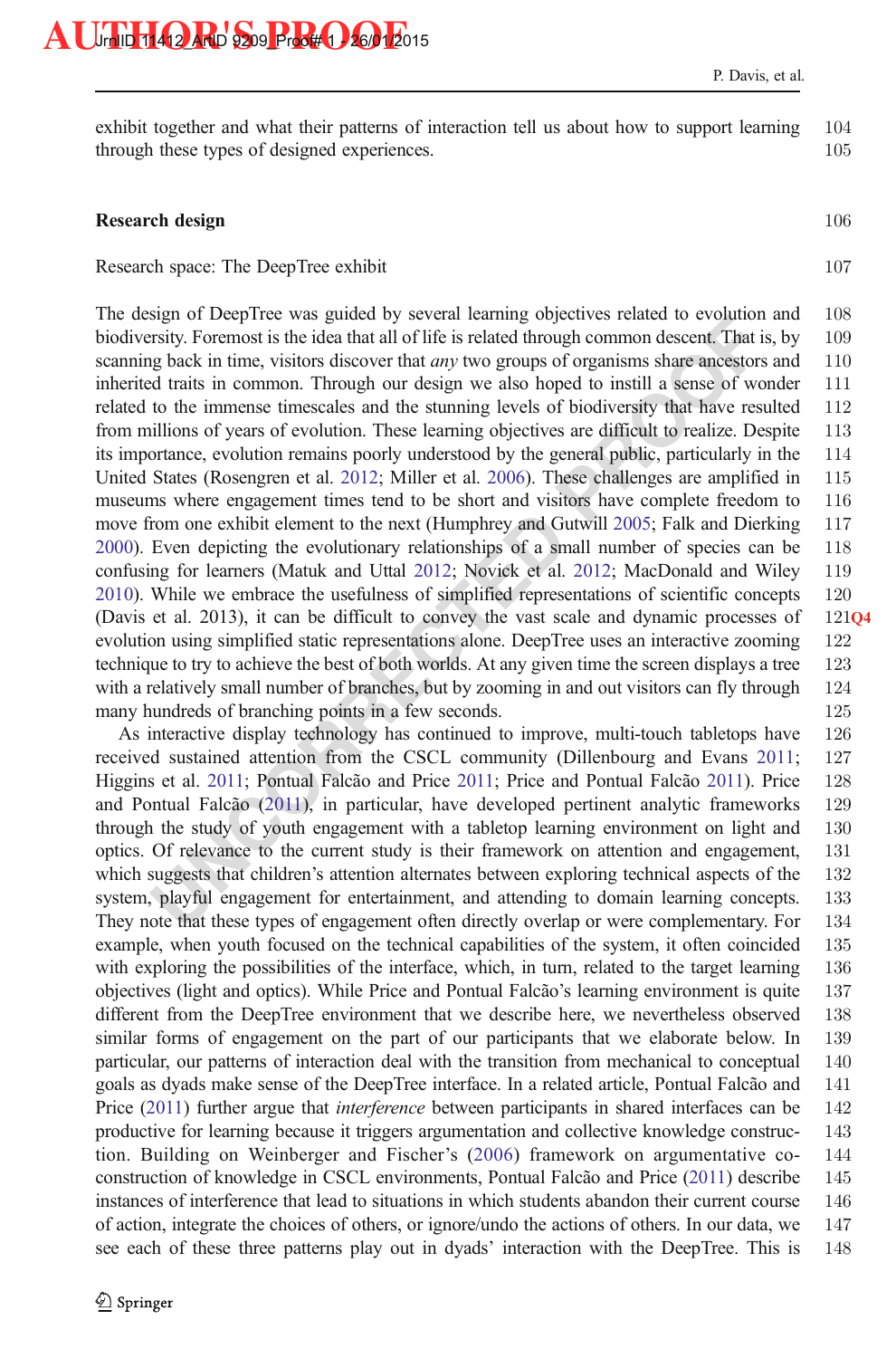exhibit together and what their patterns of interaction tell us about how to support learning through these types of designed experiences.

## Research design

### Research space: The DeepTree exhibit

The design of DeepTree was guided by several learning objectives related to evolution and biodiversity. Foremost is the idea that all of life is related through common descent. That is, by scanning back in time, visitors discover that *any* two groups of organisms share ancestors and inherited traits in common. Through our design we also hoped to instill a sense of wonder related to the immense timescales and the stunning levels of biodiversity that have resulted from millions of years of evolution. These learning objectives are difficult to realize. Despite its importance, evolution remains poorly understood by the general public, particularly in the United States (Rosengren et al. 2012; Miller et al. 2006). These challenges are amplified in museums where engagement times tend to be short and visitors have complete freedom to move from one exhibit element to the next (Humphrey and Gutwill 2005; Falk and Dierking 2000). Even depicting the evolutionary relationships of a small number of species can be confusing for learners (Matuk and Uttal 2012; Novick et al. 2012; MacDonald and Wiley 2010). While we embrace the usefulness of simplified representations of scientific concepts (Davis et al. 2013), it can be difficult to convey the vast scale and dynamic processes of evolution using simplified static representations alone. DeepTree uses an interactive zooming technique to try to achieve the best of both worlds. At any given time the screen displays a tree with a relatively small number of branches, but by zooming in and out visitors can fly through many hundreds of branching points in a few seconds.

As interactive display technology has continued to improve, multi-touch tabletops have received sustained attention from the CSCL community (Dillenbourg and Evans 2011; Higgins et al. 2011; Pontual Falcão and Price 2011; Price and Pontual Falcão 2011). Price and Pontual Falcão (2011), in particular, have developed pertinent analytic frameworks through the study of youth engagement with a tabletop learning environment on light and optics. Of relevance to the current study is their framework on attention and engagement, which suggests that children's attention alternates between exploring technical aspects of the system, playful engagement for entertainment, and attending to domain learning concepts. They note that these types of engagement often directly overlap or were complementary. For example, when youth focused on the technical capabilities of the system, it often coincided with exploring the possibilities of the interface, which, in turn, related to the target learning objectives (light and optics). While Price and Pontual Falcão's learning environment is quite different from the DeepTree environment that we describe here, we nevertheless observed similar forms of engagement on the part of our participants that we elaborate below. In particular, our patterns of interaction deal with the transition from mechanical to conceptual goals as dyads make sense of the DeepTree interface. In a related article, Pontual Falcão and Price (2011) further argue that *interference* between participants in shared interfaces can be productive for learning because it triggers argumentation and collective knowledge construction. Building on Weinberger and Fischer's (2006) framework on argumentative co-construction of knowledge in CSCL environments, Pontual Falcão and Price (2011) describe instances of interference that lead to situations in which students abandon their current course of action, integrate the choices of others, or ignore/undo the actions of others. In our data, we see each of these three patterns play out in dyads' interaction with the DeepTree. This is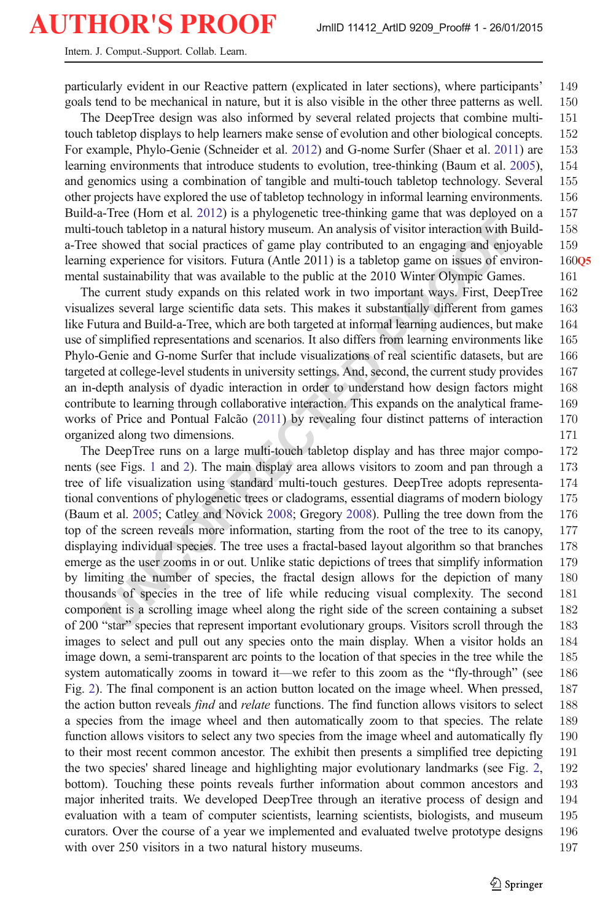particularly evident in our Reactive pattern (explicated in later sections), where participants' goals tend to be mechanical in nature, but it is also visible in the other three patterns as well.

The DeepTree design was also informed by several related projects that combine multi-touch tabletop displays to help learners make sense of evolution and other biological concepts. For example, Phylo-Genie (Schneider et al. 2012) and G-nome Surfer (Shaer et al. 2011) are learning environments that introduce students to evolution, tree-thinking (Baum et al. 2005), and genomics using a combination of tangible and multi-touch tabletop technology. Several other projects have explored the use of tabletop technology in informal learning environments. Build-a-Tree (Horn et al. 2012) is a phylogenetic tree-thinking game that was deployed on a multi-touch tabletop in a natural history museum. An analysis of visitor interaction with Build-a-Tree showed that social practices of game play contributed to an engaging and enjoyable learning experience for visitors. Futura (Antle 2011) is a tabletop game on issues of environmental sustainability that was available to the public at the 2010 Winter Olympic Games.

The current study expands on this related work in two important ways. First, DeepTree visualizes several large scientific data sets. This makes it substantially different from games like Futura and Build-a-Tree, which are both targeted at informal learning audiences, but make use of simplified representations and scenarios. It also differs from learning environments like Phylo-Genie and G-nome Surfer that include visualizations of real scientific datasets, but are targeted at college-level students in university settings. And, second, the current study provides an in-depth analysis of dyadic interaction in order to understand how design factors might contribute to learning through collaborative interaction. This expands on the analytical frameworks of Price and Pontual Falcão (2011) by revealing four distinct patterns of interaction organized along two dimensions.

The DeepTree runs on a large multi-touch tabletop display and has three major components (see Figs. 1 and 2). The main display area allows visitors to zoom and pan through a tree of life visualization using standard multi-touch gestures. DeepTree adopts representational conventions of phylogenetic trees or cladograms, essential diagrams of modern biology (Baum et al. 2005; Catley and Novick 2008; Gregory 2008). Pulling the tree down from the top of the screen reveals more information, starting from the root of the tree to its canopy, displaying individual species. The tree uses a fractal-based layout algorithm so that branches emerge as the user zooms in or out. Unlike static depictions of trees that simplify information by limiting the number of species, the fractal design allows for the depiction of many thousands of species in the tree of life while reducing visual complexity. The second component is a scrolling image wheel along the right side of the screen containing a subset of 200 "star" species that represent important evolutionary groups. Visitors scroll through the images to select and pull out any species onto the main display. When a visitor holds an image down, a semi-transparent arc points to the location of that species in the tree while the system automatically zooms in toward it—we refer to this zoom as the "fly-through" (see Fig. 2). The final component is an action button located on the image wheel. When pressed, the action button reveals *find* and *relate* functions. The find function allows visitors to select a species from the image wheel and then automatically zoom to that species. The relate function allows visitors to select any two species from the image wheel and automatically fly to their most recent common ancestor. The exhibit then presents a simplified tree depicting the two species' shared lineage and highlighting major evolutionary landmarks (see Fig. 2, bottom). Touching these points reveals further information about common ancestors and major inherited traits. We developed DeepTree through an iterative process of design and evaluation with a team of computer scientists, learning scientists, biologists, and museum curators. Over the course of a year we implemented and evaluated twelve prototype designs with over 250 visitors in a two natural history museums.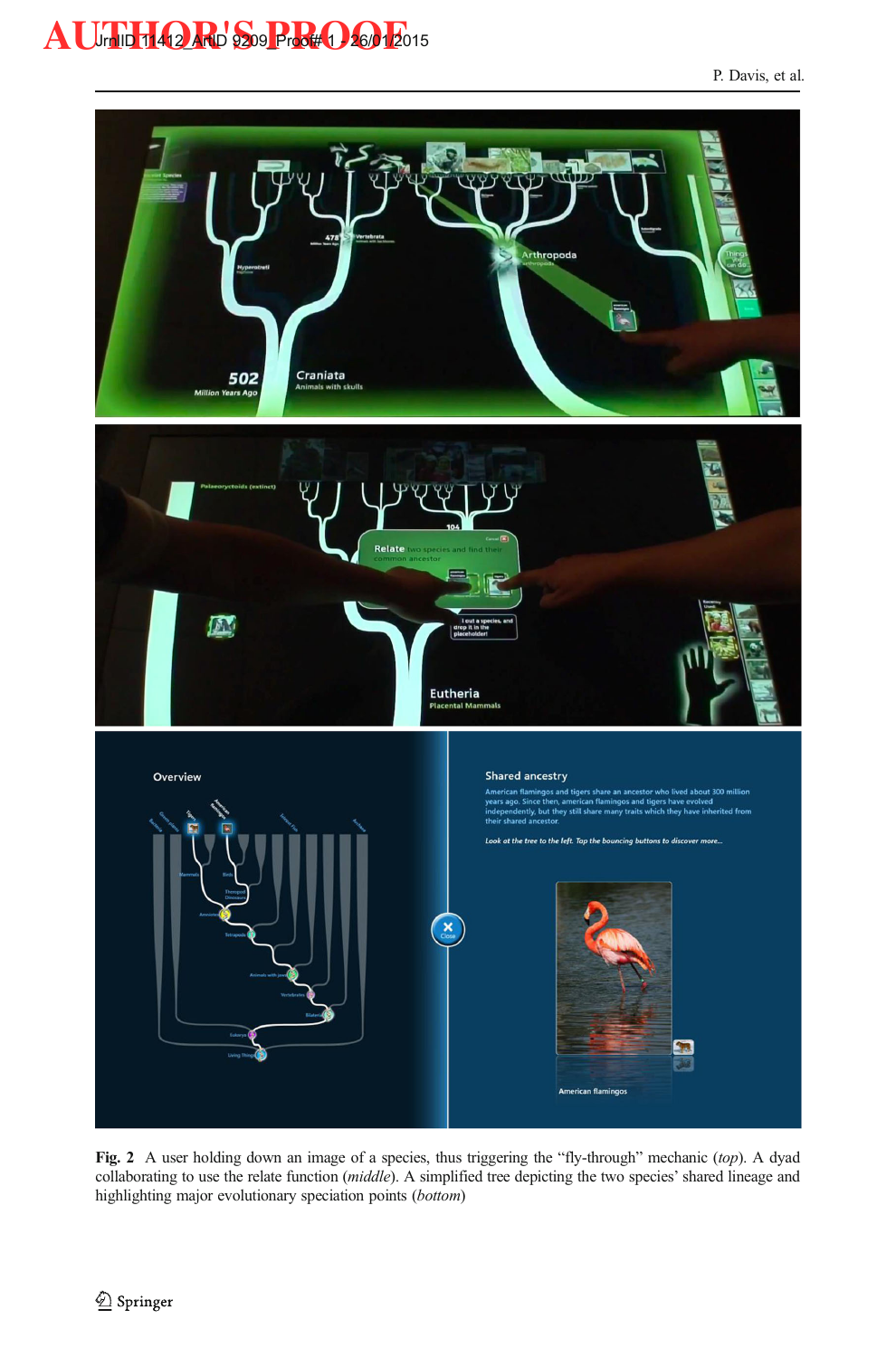**Fig. 2** A user holding down an image of a species, thus triggering the “fly-through” mechanic (*top*). A dyad collaborating to use the relate function (*middle*). A simplified tree depicting the two species’ shared lineage and highlighting major evolutionary speciation points (*bottom*)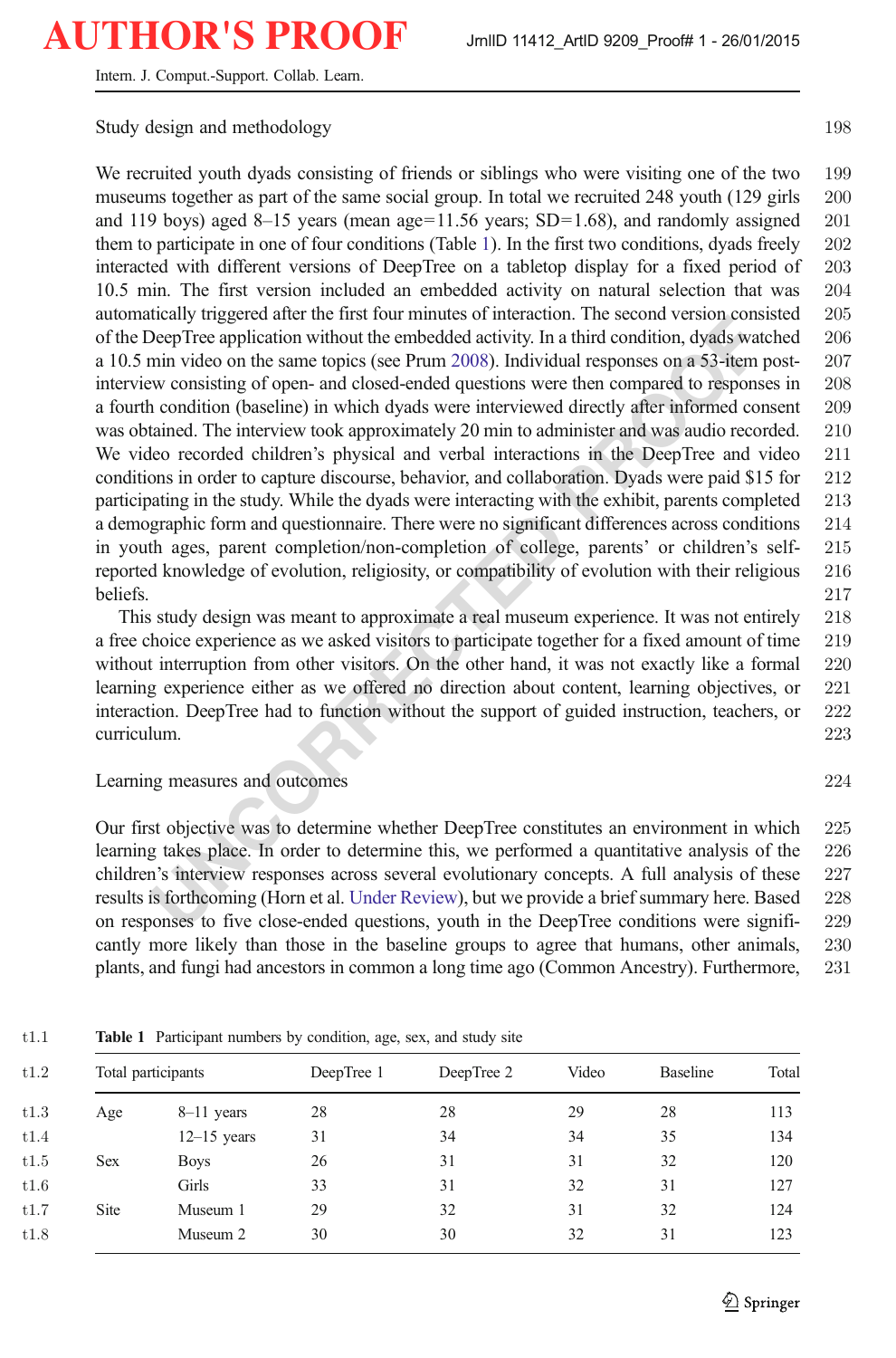## Study design and methodology

We recruited youth dyads consisting of friends or siblings who were visiting one of the two museums together as part of the same social group. In total we recruited 248 youth (129 girls and 119 boys) aged 8–15 years (mean age=11.56 years; SD=1.68), and randomly assigned them to participate in one of four conditions (Table 1). In the first two conditions, dyads freely interacted with different versions of DeepTree on a tabletop display for a fixed period of 10.5 min. The first version included an embedded activity on natural selection that was automatically triggered after the first four minutes of interaction. The second version consisted of the DeepTree application without the embedded activity. In a third condition, dyads watched a 10.5 min video on the same topics (see Prum 2008). Individual responses on a 53-item post-interview consisting of open- and closed-ended questions were then compared to responses in a fourth condition (baseline) in which dyads were interviewed directly after informed consent was obtained. The interview took approximately 20 min to administer and was audio recorded. We video recorded children's physical and verbal interactions in the DeepTree and video conditions in order to capture discourse, behavior, and collaboration. Dyads were paid $15 for participating in the study. While the dyads were interacting with the exhibit, parents completed a demographic form and questionnaire. There were no significant differences across conditions in youth ages, parent completion/non-completion of college, parents' or children's self-reported knowledge of evolution, religiosity, or compatibility of evolution with their religious beliefs.

This study design was meant to approximate a real museum experience. It was not entirely a free choice experience as we asked visitors to participate together for a fixed amount of time without interruption from other visitors. On the other hand, it was not exactly like a formal learning experience either as we offered no direction about content, learning objectives, or interaction. DeepTree had to function without the support of guided instruction, teachers, or curriculum.

## Learning measures and outcomes

Our first objective was to determine whether DeepTree constitutes an environment in which learning takes place. In order to determine this, we performed a quantitative analysis of the children's interview responses across several evolutionary concepts. A full analysis of these results is forthcoming (Horn et al. Under Review), but we provide a brief summary here. Based on responses to five close-ended questions, youth in the DeepTree conditions were significantly more likely than those in the baseline groups to agree that humans, other animals, plants, and fungi had ancestors in common a long time ago (Common Ancestry). Furthermore,

**Table 1** Participant numbers by condition, age, sex, and study site

| Total participants | | DeepTree 1 | DeepTree 2 | Video | Baseline | Total |
|---|---|---|---|---|---|---|
| Age | 8–11 years | 28 | 28 | 29 | 28 | 113 |
| | 12–15 years | 31 | 34 | 34 | 35 | 134 |
| Sex | Boys | 26 | 31 | 31 | 32 | 120 |
| | Girls | 33 | 31 | 32 | 31 | 127 |
| Site | Museum 1 | 29 | 32 | 31 | 32 | 124 |
| | Museum 2 | 30 | 30 | 32 | 31 | 123 |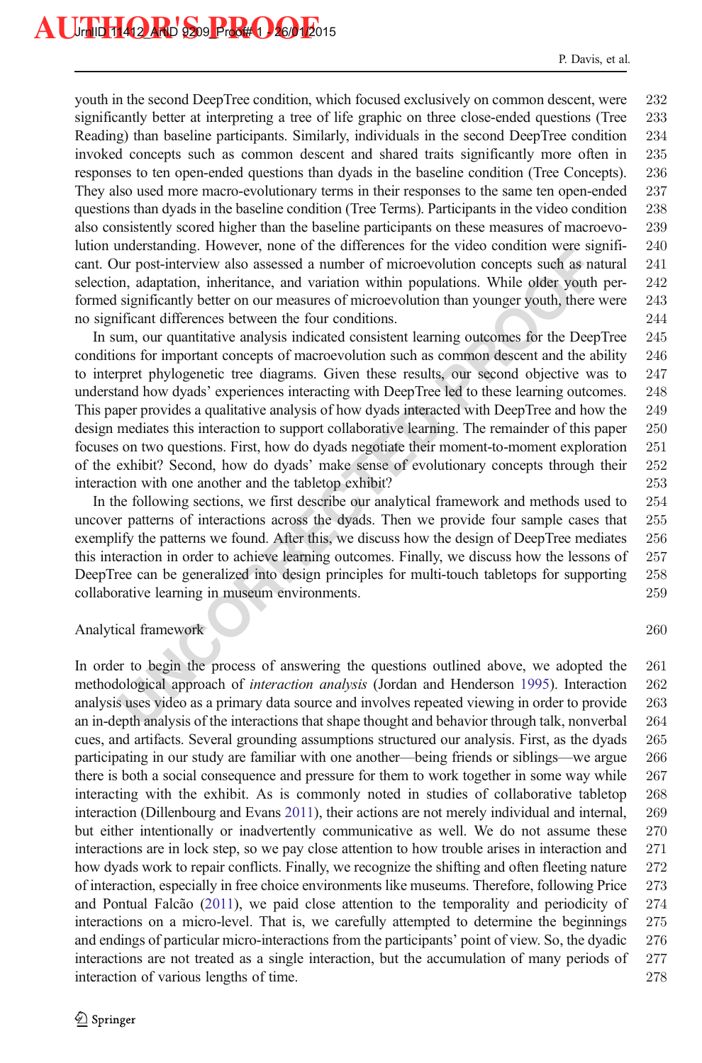youth in the second DeepTree condition, which focused exclusively on common descent, were significantly better at interpreting a tree of life graphic on three close-ended questions (Tree Reading) than baseline participants. Similarly, individuals in the second DeepTree condition invoked concepts such as common descent and shared traits significantly more often in responses to ten open-ended questions than dyads in the baseline condition (Tree Concepts). They also used more macro-evolutionary terms in their responses to the same ten open-ended questions than dyads in the baseline condition (Tree Terms). Participants in the video condition also consistently scored higher than the baseline participants on these measures of macroevolution understanding. However, none of the differences for the video condition were significant. Our post-interview also assessed a number of microevolution concepts such as natural selection, adaptation, inheritance, and variation within populations. While older youth performed significantly better on our measures of microevolution than younger youth, there were no significant differences between the four conditions.

In sum, our quantitative analysis indicated consistent learning outcomes for the DeepTree conditions for important concepts of macroevolution such as common descent and the ability to interpret phylogenetic tree diagrams. Given these results, our second objective was to understand how dyads' experiences interacting with DeepTree led to these learning outcomes. This paper provides a qualitative analysis of how dyads interacted with DeepTree and how the design mediates this interaction to support collaborative learning. The remainder of this paper focuses on two questions. First, how do dyads negotiate their moment-to-moment exploration of the exhibit? Second, how do dyads' make sense of evolutionary concepts through their interaction with one another and the tabletop exhibit?

In the following sections, we first describe our analytical framework and methods used to uncover patterns of interactions across the dyads. Then we provide four sample cases that exemplify the patterns we found. After this, we discuss how the design of DeepTree mediates this interaction in order to achieve learning outcomes. Finally, we discuss how the lessons of DeepTree can be generalized into design principles for multi-touch tabletops for supporting collaborative learning in museum environments.

## Analytical framework

In order to begin the process of answering the questions outlined above, we adopted the methodological approach of *interaction analysis* (Jordan and Henderson 1995). Interaction analysis uses video as a primary data source and involves repeated viewing in order to provide an in-depth analysis of the interactions that shape thought and behavior through talk, nonverbal cues, and artifacts. Several grounding assumptions structured our analysis. First, as the dyads participating in our study are familiar with one another—being friends or siblings—we argue there is both a social consequence and pressure for them to work together in some way while interacting with the exhibit. As is commonly noted in studies of collaborative tabletop interaction (Dillenbourg and Evans 2011), their actions are not merely individual and internal, but either intentionally or inadvertently communicative as well. We do not assume these interactions are in lock step, so we pay close attention to how trouble arises in interaction and how dyads work to repair conflicts. Finally, we recognize the shifting and often fleeting nature of interaction, especially in free choice environments like museums. Therefore, following Price and Pontual Falcão (2011), we paid close attention to the temporality and periodicity of interactions on a micro-level. That is, we carefully attempted to determine the beginnings and endings of particular micro-interactions from the participants' point of view. So, the dyadic interactions are not treated as a single interaction, but the accumulation of many periods of interaction of various lengths of time.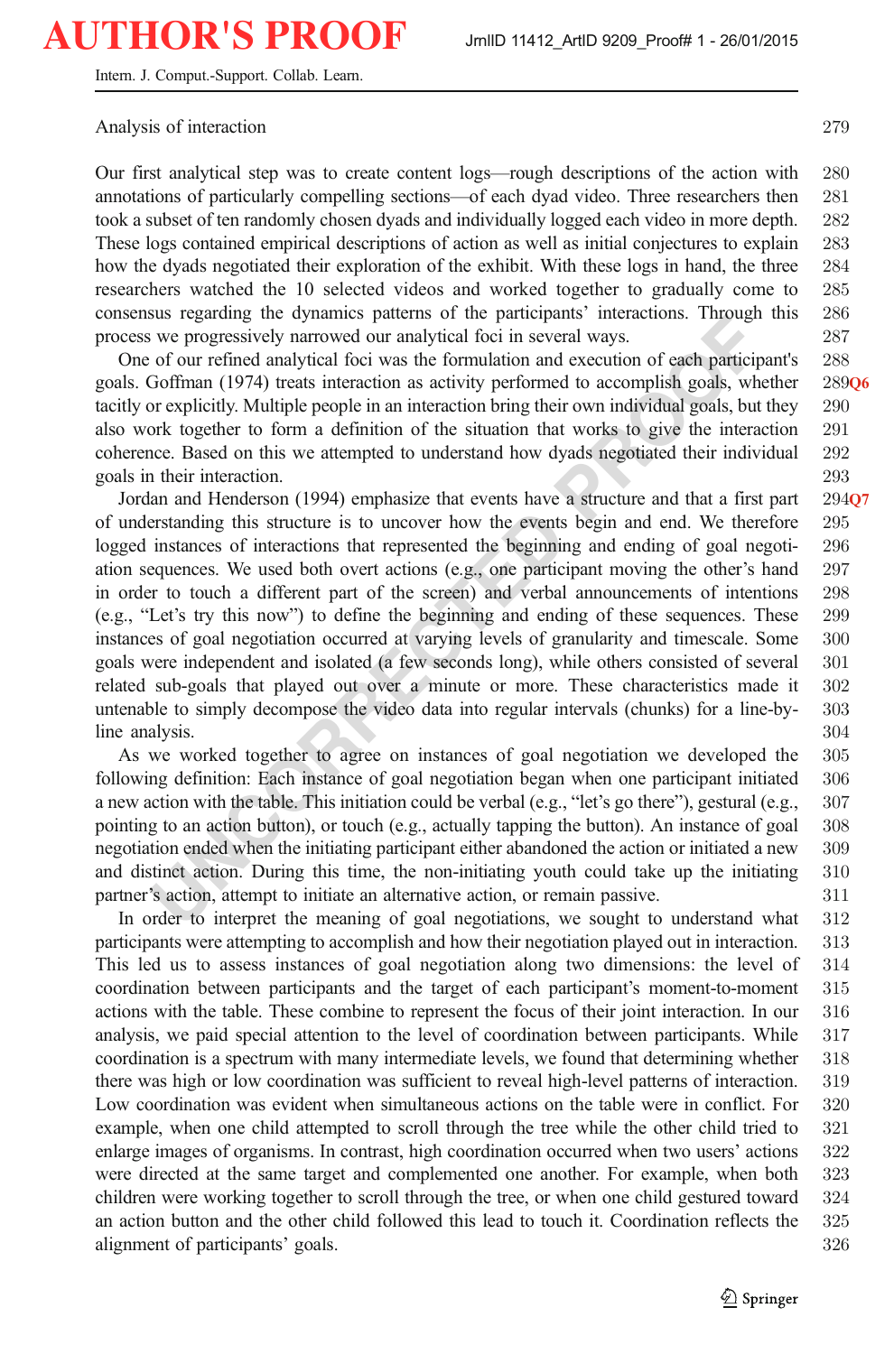## Analysis of interaction

Our first analytical step was to create content logs—rough descriptions of the action with annotations of particularly compelling sections—of each dyad video. Three researchers then took a subset of ten randomly chosen dyads and individually logged each video in more depth. These logs contained empirical descriptions of action as well as initial conjectures to explain how the dyads negotiated their exploration of the exhibit. With these logs in hand, the three researchers watched the 10 selected videos and worked together to gradually come to consensus regarding the dynamics patterns of the participants' interactions. Through this process we progressively narrowed our analytical foci in several ways.

One of our refined analytical foci was the formulation and execution of each participant's goals. Goffman (1974) treats interaction as activity performed to accomplish goals, whether tacitly or explicitly. Multiple people in an interaction bring their own individual goals, but they also work together to form a definition of the situation that works to give the interaction coherence. Based on this we attempted to understand how dyads negotiated their individual goals in their interaction.

Jordan and Henderson (1994) emphasize that events have a structure and that a first part of understanding this structure is to uncover how the events begin and end. We therefore logged instances of interactions that represented the beginning and ending of goal negotiation sequences. We used both overt actions (e.g., one participant moving the other's hand in order to touch a different part of the screen) and verbal announcements of intentions (e.g., "Let's try this now") to define the beginning and ending of these sequences. These instances of goal negotiation occurred at varying levels of granularity and timescale. Some goals were independent and isolated (a few seconds long), while others consisted of several related sub-goals that played out over a minute or more. These characteristics made it untenable to simply decompose the video data into regular intervals (chunks) for a line-by-line analysis.

As we worked together to agree on instances of goal negotiation we developed the following definition: Each instance of goal negotiation began when one participant initiated a new action with the table. This initiation could be verbal (e.g., "let's go there"), gestural (e.g., pointing to an action button), or touch (e.g., actually tapping the button). An instance of goal negotiation ended when the initiating participant either abandoned the action or initiated a new and distinct action. During this time, the non-initiating youth could take up the initiating partner's action, attempt to initiate an alternative action, or remain passive.

In order to interpret the meaning of goal negotiations, we sought to understand what participants were attempting to accomplish and how their negotiation played out in interaction. This led us to assess instances of goal negotiation along two dimensions: the level of coordination between participants and the target of each participant's moment-to-moment actions with the table. These combine to represent the focus of their joint interaction. In our analysis, we paid special attention to the level of coordination between participants. While coordination is a spectrum with many intermediate levels, we found that determining whether there was high or low coordination was sufficient to reveal high-level patterns of interaction. Low coordination was evident when simultaneous actions on the table were in conflict. For example, when one child attempted to scroll through the tree while the other child tried to enlarge images of organisms. In contrast, high coordination occurred when two users' actions were directed at the same target and complemented one another. For example, when both children were working together to scroll through the tree, or when one child gestured toward an action button and the other child followed this lead to touch it. Coordination reflects the alignment of participants' goals.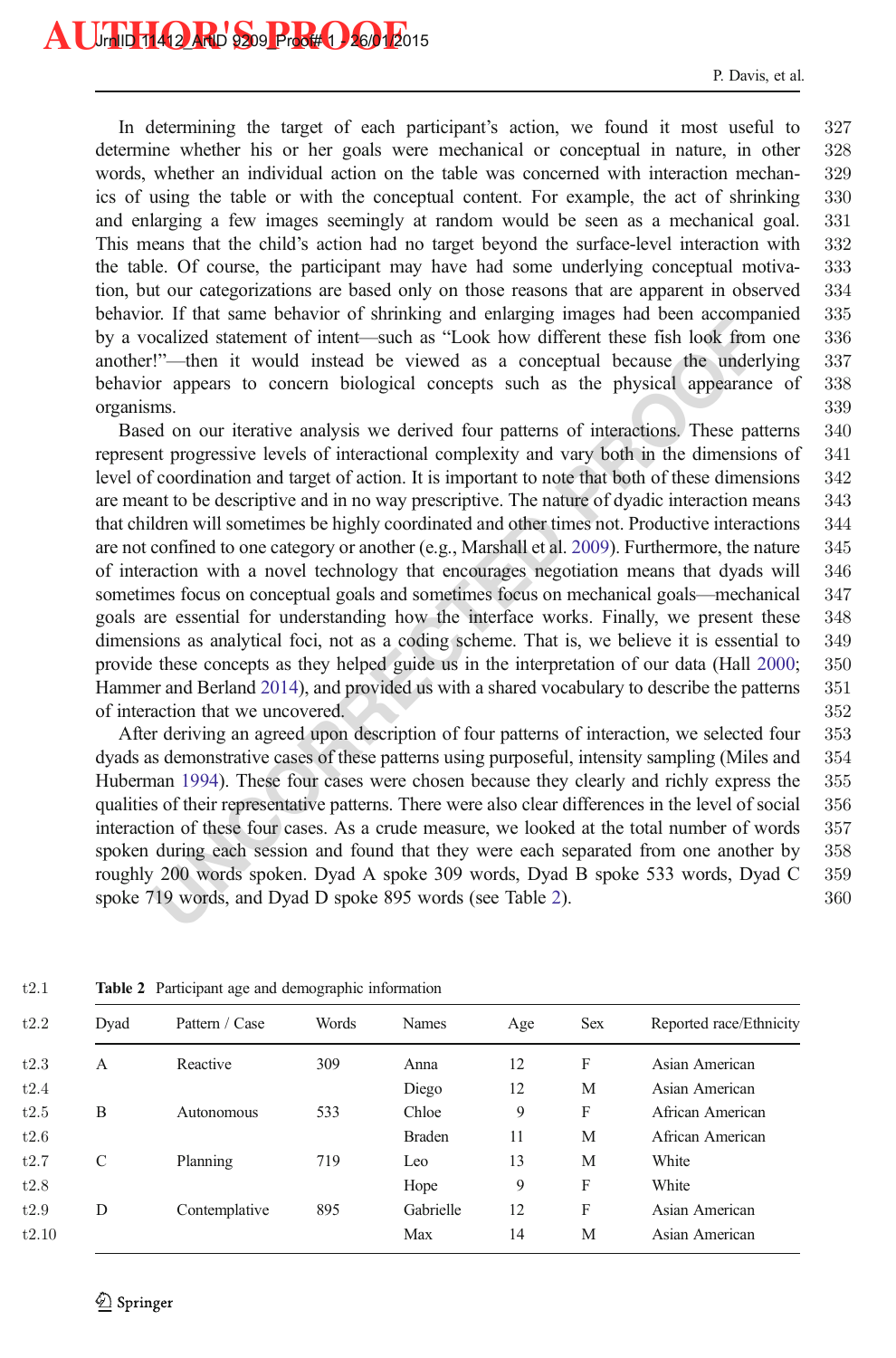In determining the target of each participant's action, we found it most useful to determine whether his or her goals were mechanical or conceptual in nature, in other words, whether an individual action on the table was concerned with interaction mechanics of using the table or with the conceptual content. For example, the act of shrinking and enlarging a few images seemingly at random would be seen as a mechanical goal. This means that the child's action had no target beyond the surface-level interaction with the table. Of course, the participant may have had some underlying conceptual motivation, but our categorizations are based only on those reasons that are apparent in observed behavior. If that same behavior of shrinking and enlarging images had been accompanied by a vocalized statement of intent—such as "Look how different these fish look from one another!"—then it would instead be viewed as a conceptual because the underlying behavior appears to concern biological concepts such as the physical appearance of organisms.

Based on our iterative analysis we derived four patterns of interactions. These patterns represent progressive levels of interactional complexity and vary both in the dimensions of level of coordination and target of action. It is important to note that both of these dimensions are meant to be descriptive and in no way prescriptive. The nature of dyadic interaction means that children will sometimes be highly coordinated and other times not. Productive interactions are not confined to one category or another (e.g., Marshall et al. 2009). Furthermore, the nature of interaction with a novel technology that encourages negotiation means that dyads will sometimes focus on conceptual goals and sometimes focus on mechanical goals—mechanical goals are essential for understanding how the interface works. Finally, we present these dimensions as analytical foci, not as a coding scheme. That is, we believe it is essential to provide these concepts as they helped guide us in the interpretation of our data (Hall 2000; Hammer and Berland 2014), and provided us with a shared vocabulary to describe the patterns of interaction that we uncovered.

After deriving an agreed upon description of four patterns of interaction, we selected four dyads as demonstrative cases of these patterns using purposeful, intensity sampling (Miles and Huberman 1994). These four cases were chosen because they clearly and richly express the qualities of their representative patterns. There were also clear differences in the level of social interaction of these four cases. As a crude measure, we looked at the total number of words spoken during each session and found that they were each separated from one another by roughly 200 words spoken. Dyad A spoke 309 words, Dyad B spoke 533 words, Dyad C spoke 719 words, and Dyad D spoke 895 words (see Table 2).

**Table 2** Participant age and demographic information

| Dyad | Pattern / Case | Words | Names | Age | Sex | Reported race/Ethnicity |
|---|---|---|---|---|---|---|
| A | Reactive | 309 | Anna | 12 | F | Asian American |
| | | | Diego | 12 | M | Asian American |
| B | Autonomous | 533 | Chloe | 9 | F | African American |
| | | | Braden | 11 | M | African American |
| C | Planning | 719 | Leo | 13 | M | White |
| | | | Hope | 9 | F | White |
| D | Contemplative | 895 | Gabrielle | 12 | F | Asian American |
| | | | Max | 14 | M | Asian American |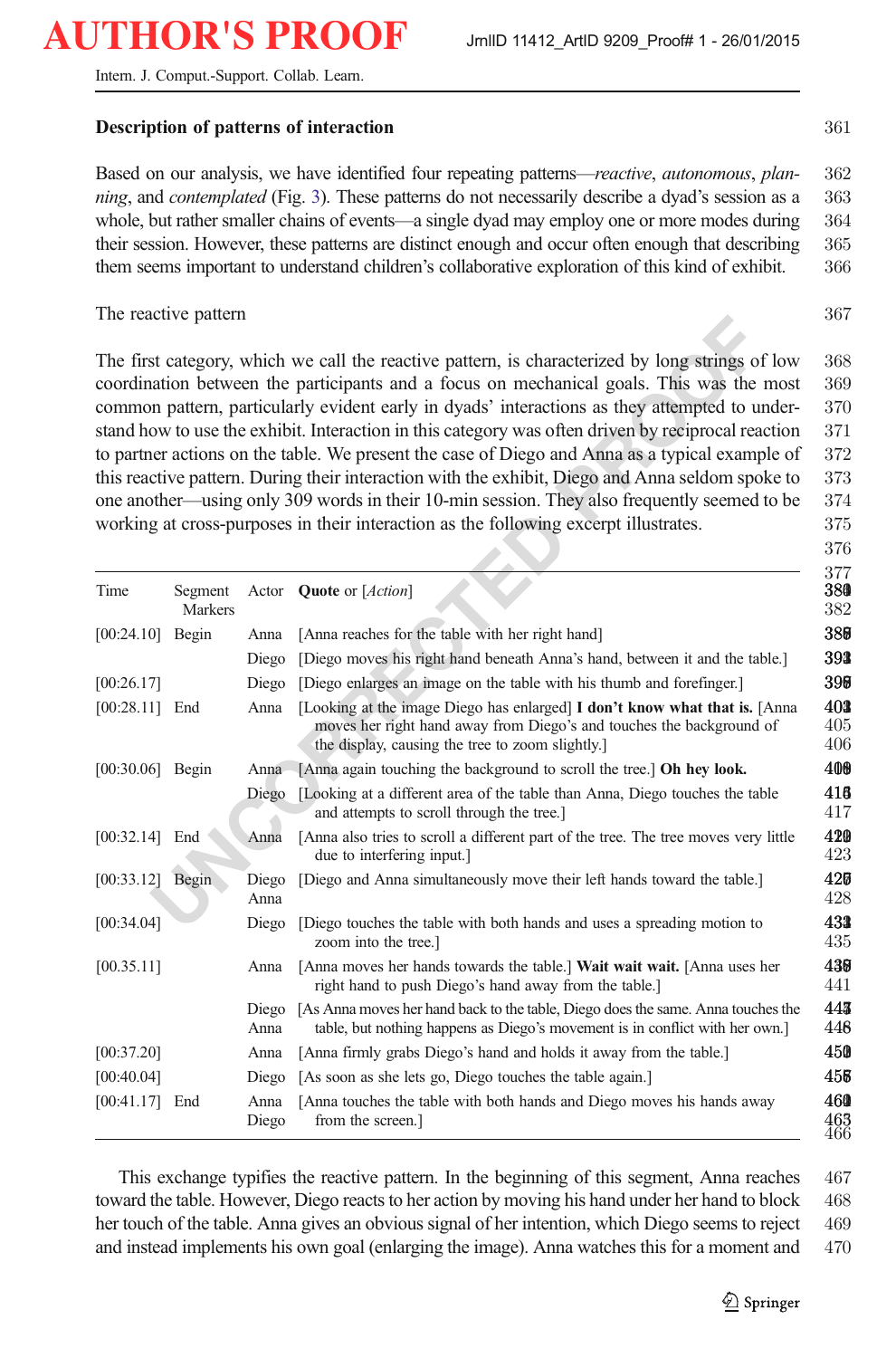### Description of patterns of interaction

Based on our analysis, we have identified four repeating patterns—*reactive*, *autonomous*, *planning*, and *contemplated* (Fig. 3). These patterns do not necessarily describe a dyad's session as a whole, but rather smaller chains of events—a single dyad may employ one or more modes during their session. However, these patterns are distinct enough and occur often enough that describing them seems important to understand children's collaborative exploration of this kind of exhibit.

#### The reactive pattern

The first category, which we call the reactive pattern, is characterized by long strings of low coordination between the participants and a focus on mechanical goals. This was the most common pattern, particularly evident early in dyads' interactions as they attempted to understand how to use the exhibit. Interaction in this category was often driven by reciprocal reaction to partner actions on the table. We present the case of Diego and Anna as a typical example of this reactive pattern. During their interaction with the exhibit, Diego and Anna seldom spoke to one another—using only 309 words in their 10-min session. They also frequently seemed to be working at cross-purposes in their interaction as the following excerpt illustrates.

| Time | Segment Markers | Actor | **Quote** or [*Action*] |
|---|---|---|---|
| [00:24.10] | Begin | Anna | [Anna reaches for the table with her right hand] |
| | | Diego | [Diego moves his right hand beneath Anna's hand, between it and the table.] |
| [00:26.17] | | Diego | [Diego enlarges an image on the table with his thumb and forefinger.] |
| [00:28.11] | End | Anna | [Looking at the image Diego has enlarged] **I don't know what that is.** [Anna moves her right hand away from Diego's and touches the background of the display, causing the tree to zoom slightly.] |
| [00:30.06] | Begin | Anna | [Anna again touching the background to scroll the tree.] **Oh hey look.** |
| | | Diego | [Looking at a different area of the table than Anna, Diego touches the table and attempts to scroll through the tree.] |
| [00:32.14] | End | Anna | [Anna also tries to scroll a different part of the tree. The tree moves very little due to interfering input.] |
| [00:33.12] | Begin | Diego Anna | [Diego and Anna simultaneously move their left hands toward the table.] |
| [00:34.04] | | Diego | [Diego touches the table with both hands and uses a spreading motion to zoom into the tree.] |
| [00.35.11] | | Anna | [Anna moves her hands towards the table.] **Wait wait wait.** [Anna uses her right hand to push Diego's hand away from the table.] |
| | | Diego Anna | [As Anna moves her hand back to the table, Diego does the same. Anna touches the table, but nothing happens as Diego's movement is in conflict with her own.] |
| [00:37.20] | | Anna | [Anna firmly grabs Diego's hand and holds it away from the table.] |
| [00:40.04] | | Diego | [As soon as she lets go, Diego touches the table again.] |
| [00:41.17] | End | Anna Diego | [Anna touches the table with both hands and Diego moves his hands away from the screen.] |

This exchange typifies the reactive pattern. In the beginning of this segment, Anna reaches toward the table. However, Diego reacts to her action by moving his hand under her hand to block her touch of the table. Anna gives an obvious signal of her intention, which Diego seems to reject and instead implements his own goal (enlarging the image). Anna watches this for a moment and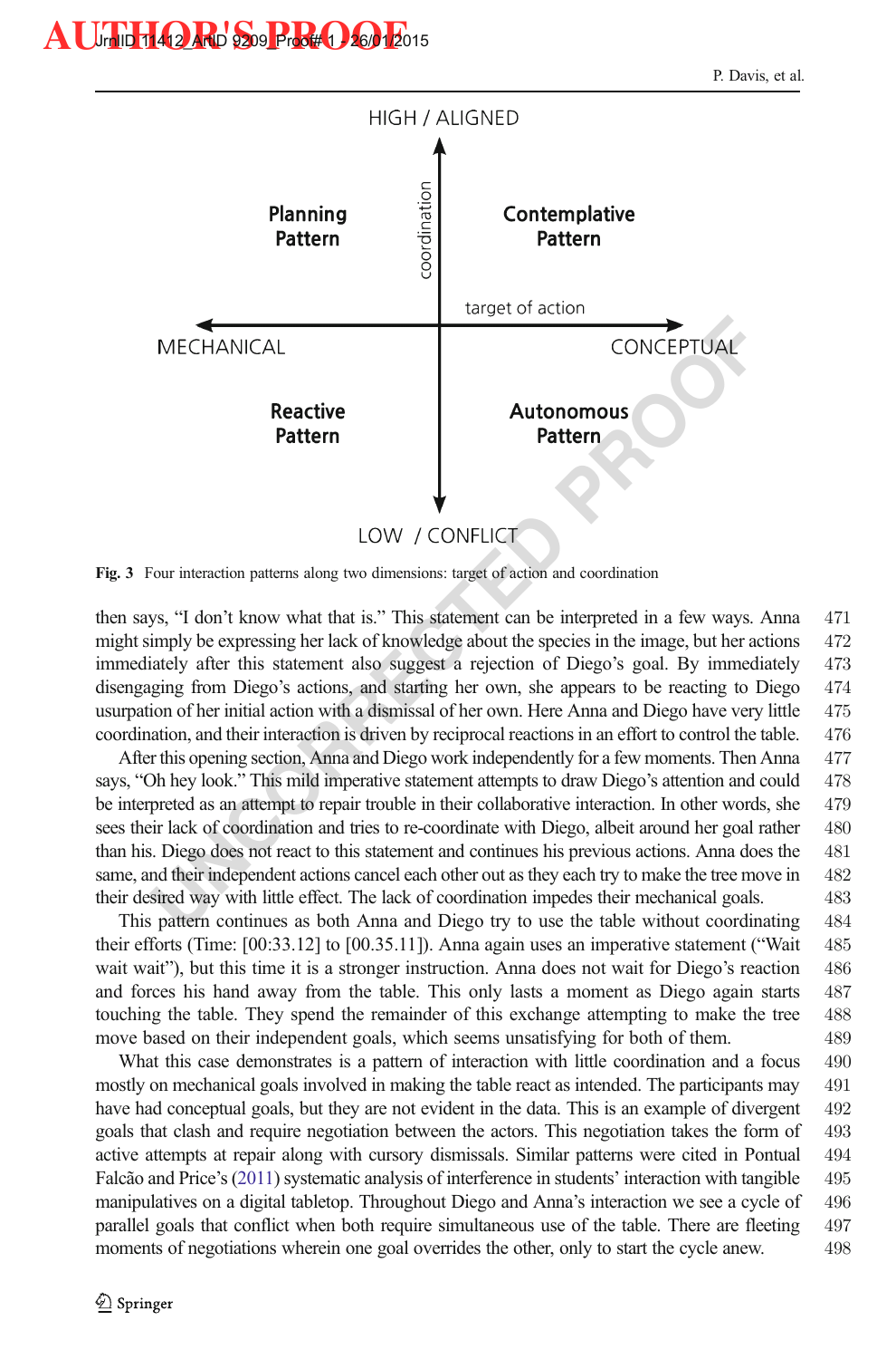HIGH / ALIGNED

coordination

Planning Pattern

Contemplative Pattern

target of action

MECHANICAL

CONCEPTUAL

Reactive Pattern

Autonomous Pattern

LOW / CONFLICT

**Fig. 3** Four interaction patterns along two dimensions: target of action and coordination

then says, "I don't know what that is." This statement can be interpreted in a few ways. Anna might simply be expressing her lack of knowledge about the species in the image, but her actions immediately after this statement also suggest a rejection of Diego's goal. By immediately disengaging from Diego's actions, and starting her own, she appears to be reacting to Diego usurpation of her initial action with a dismissal of her own. Here Anna and Diego have very little coordination, and their interaction is driven by reciprocal reactions in an effort to control the table.

After this opening section, Anna and Diego work independently for a few moments. Then Anna says, "Oh hey look." This mild imperative statement attempts to draw Diego's attention and could be interpreted as an attempt to repair trouble in their collaborative interaction. In other words, she sees their lack of coordination and tries to re-coordinate with Diego, albeit around her goal rather than his. Diego does not react to this statement and continues his previous actions. Anna does the same, and their independent actions cancel each other out as they each try to make the tree move in their desired way with little effect. The lack of coordination impedes their mechanical goals.

This pattern continues as both Anna and Diego try to use the table without coordinating their efforts (Time: [00:33.12] to [00.35.11]). Anna again uses an imperative statement ("Wait wait wait"), but this time it is a stronger instruction. Anna does not wait for Diego's reaction and forces his hand away from the table. This only lasts a moment as Diego again starts touching the table. They spend the remainder of this exchange attempting to make the tree move based on their independent goals, which seems unsatisfying for both of them.

What this case demonstrates is a pattern of interaction with little coordination and a focus mostly on mechanical goals involved in making the table react as intended. The participants may have had conceptual goals, but they are not evident in the data. This is an example of divergent goals that clash and require negotiation between the actors. This negotiation takes the form of active attempts at repair along with cursory dismissals. Similar patterns were cited in Pontual Falcão and Price's (2011) systematic analysis of interference in students' interaction with tangible manipulatives on a digital tabletop. Throughout Diego and Anna's interaction we see a cycle of parallel goals that conflict when both require simultaneous use of the table. There are fleeting moments of negotiations wherein one goal overrides the other, only to start the cycle anew.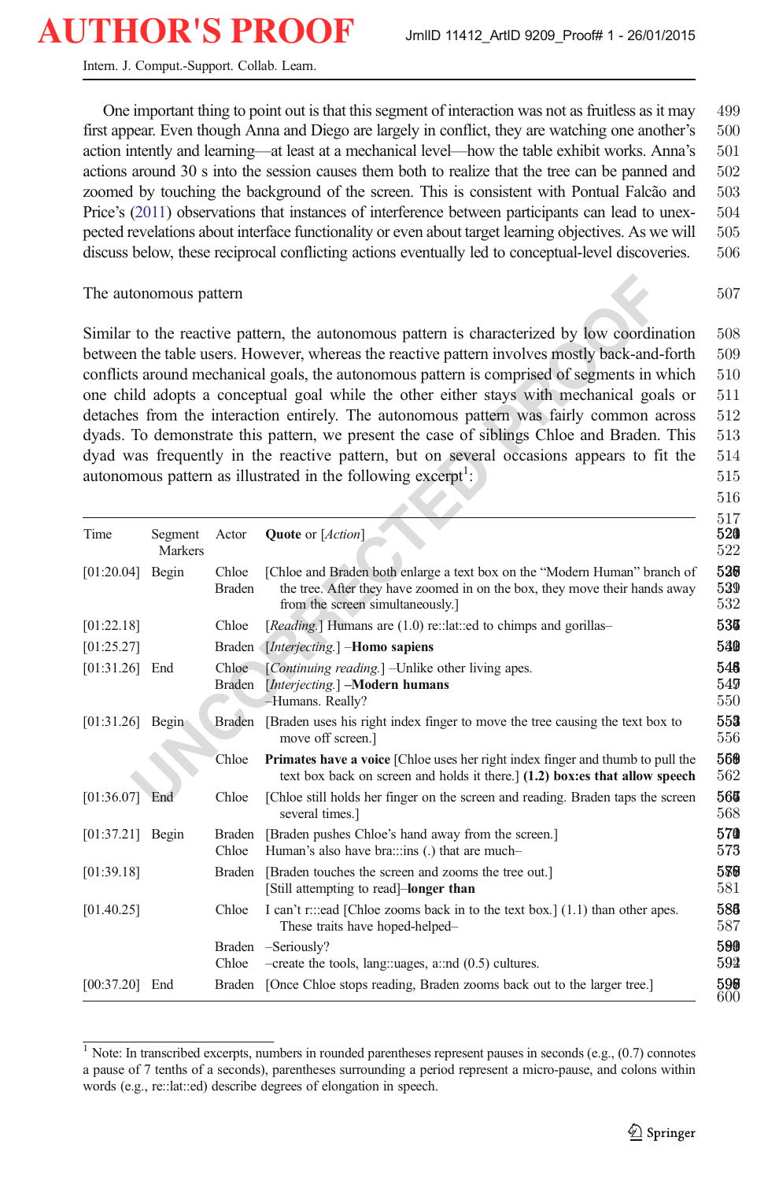One important thing to point out is that this segment of interaction was not as fruitless as it may first appear. Even though Anna and Diego are largely in conflict, they are watching one another's action intently and learning—at least at a mechanical level—how the table exhibit works. Anna's actions around 30 s into the session causes them both to realize that the tree can be panned and zoomed by touching the background of the screen. This is consistent with Pontual Falcão and Price's (2011) observations that instances of interference between participants can lead to unexpected revelations about interface functionality or even about target learning objectives. As we will discuss below, these reciprocal conflicting actions eventually led to conceptual-level discoveries.

## The autonomous pattern

Similar to the reactive pattern, the autonomous pattern is characterized by low coordination between the table users. However, whereas the reactive pattern involves mostly back-and-forth conflicts around mechanical goals, the autonomous pattern is comprised of segments in which one child adopts a conceptual goal while the other either stays with mechanical goals or detaches from the interaction entirely. The autonomous pattern was fairly common across dyads. To demonstrate this pattern, we present the case of siblings Chloe and Braden. This dyad was frequently in the reactive pattern, but on several occasions appears to fit the autonomous pattern as illustrated in the following excerpt[1]:

| Time | Segment Markers | Actor | **Quote** or [*Action*] |
|---|---|---|---|
| [01:20.04] | Begin | Chloe<br>Braden | [Chloe and Braden both enlarge a text box on the "Modern Human" branch of the tree. After they have zoomed in on the box, they move their hands away from the screen simultaneously.] |
| [01:22.18] | | Chloe | [*Reading.*] Humans are (1.0) re::lat::ed to chimps and gorillas– |
| [01:25.27] | | Braden | [*Interjecting.*] –**Homo sapiens** |
| [01:31.26] | End | Chloe<br>Braden | [*Continuing reading.*] –Unlike other living apes.<br>[*Interjecting.*] –**Modern humans**<br>–Humans. Really? |
| [01:31.26] | Begin | Braden | [Braden uses his right index finger to move the tree causing the text box to move off screen.] |
| | | Chloe | **Primates have a voice** [Chloe uses her right index finger and thumb to pull the text box back on screen and holds it there.] **(1.2) box:es that allow speech** |
| [01:36.07] | End | Chloe | [Chloe still holds her finger on the screen and reading. Braden taps the screen several times.] |
| [01:37.21] | Begin | Braden<br>Chloe | [Braden pushes Chloe's hand away from the screen.]<br>Human's also have bra:::ins (.) that are much– |
| [01:39.18] | | Braden | [Braden touches the screen and zooms the tree out.]<br>[Still attempting to read]–**longer than** |
| [01.40.25] | | Chloe | I can't r:::ead [Chloe zooms back in to the text box.] (1.1) than other apes. These traits have hoped-helped– |
| | | Braden<br>Chloe | –Seriously?<br>–create the tools, lang::uages, a::nd (0.5) cultures. |
| [00:37.20] | End | Braden | [Once Chloe stops reading, Braden zooms back out to the larger tree.] |

[1] Note: In transcribed excerpts, numbers in rounded parentheses represent pauses in seconds (e.g., (0.7) connotes a pause of 7 tenths of a seconds), parentheses surrounding a period represent a micro-pause, and colons within words (e.g., re::lat::ed) describe degrees of elongation in speech.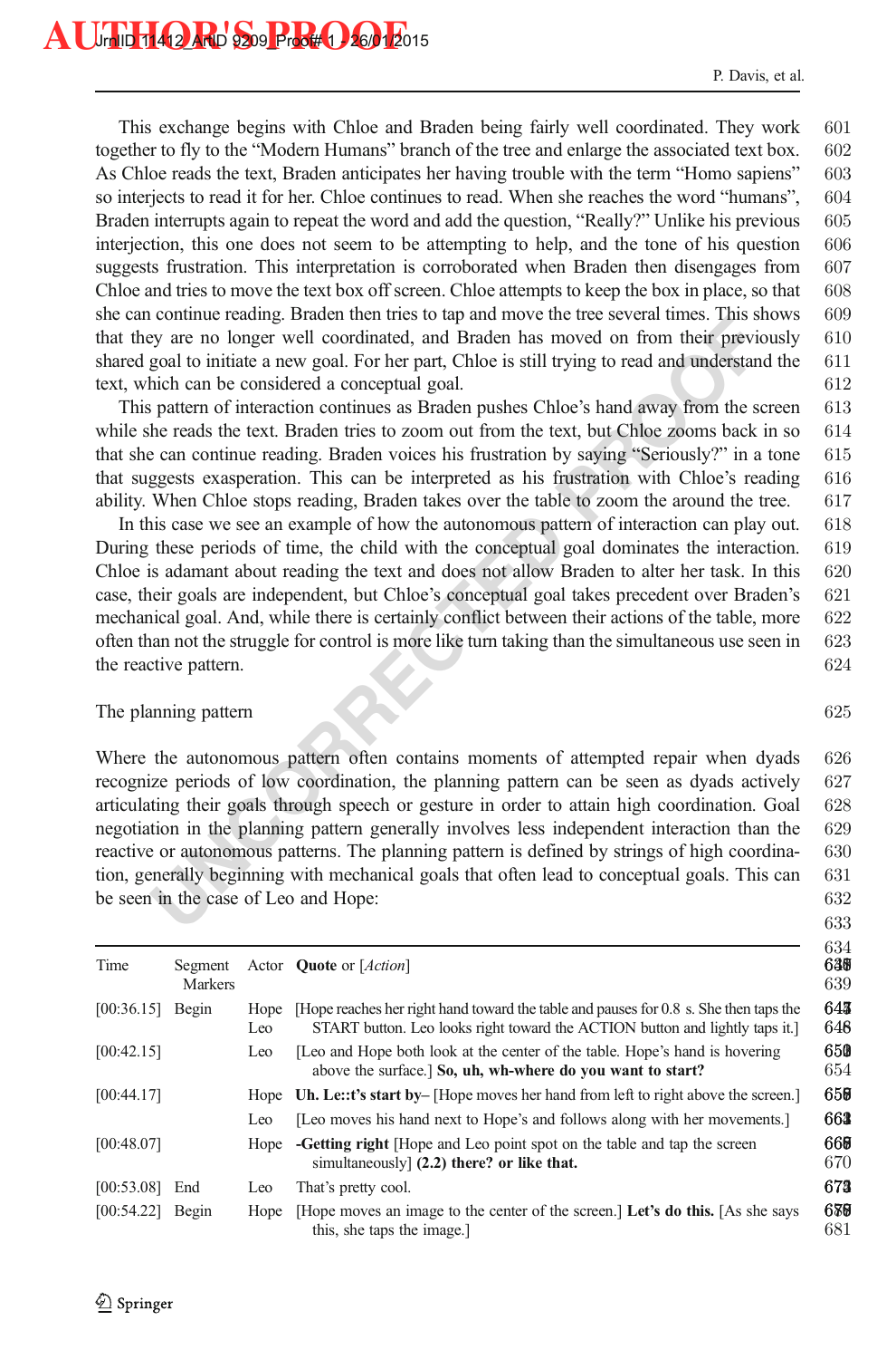This exchange begins with Chloe and Braden being fairly well coordinated. They work together to fly to the "Modern Humans" branch of the tree and enlarge the associated text box. As Chloe reads the text, Braden anticipates her having trouble with the term "Homo sapiens" so interjects to read it for her. Chloe continues to read. When she reaches the word "humans", Braden interrupts again to repeat the word and add the question, "Really?" Unlike his previous interjection, this one does not seem to be attempting to help, and the tone of his question suggests frustration. This interpretation is corroborated when Braden then disengages from Chloe and tries to move the text box off screen. Chloe attempts to keep the box in place, so that she can continue reading. Braden then tries to tap and move the tree several times. This shows that they are no longer well coordinated, and Braden has moved on from their previously shared goal to initiate a new goal. For her part, Chloe is still trying to read and understand the text, which can be considered a conceptual goal.

This pattern of interaction continues as Braden pushes Chloe's hand away from the screen while she reads the text. Braden tries to zoom out from the text, but Chloe zooms back in so that she can continue reading. Braden voices his frustration by saying "Seriously?" in a tone that suggests exasperation. This can be interpreted as his frustration with Chloe's reading ability. When Chloe stops reading, Braden takes over the table to zoom the around the tree.

In this case we see an example of how the autonomous pattern of interaction can play out. During these periods of time, the child with the conceptual goal dominates the interaction. Chloe is adamant about reading the text and does not allow Braden to alter her task. In this case, their goals are independent, but Chloe's conceptual goal takes precedent over Braden's mechanical goal. And, while there is certainly conflict between their actions of the table, more often than not the struggle for control is more like turn taking than the simultaneous use seen in the reactive pattern.

The planning pattern

Where the autonomous pattern often contains moments of attempted repair when dyads recognize periods of low coordination, the planning pattern can be seen as dyads actively articulating their goals through speech or gesture in order to attain high coordination. Goal negotiation in the planning pattern generally involves less independent interaction than the reactive or autonomous patterns. The planning pattern is defined by strings of high coordination, generally beginning with mechanical goals that often lead to conceptual goals. This can be seen in the case of Leo and Hope:

| Time | Segment Markers | Actor | **Quote** or [*Action*] |
|---|---|---|---|
| [00:36.15] | Begin | Hope<br>Leo | [Hope reaches her right hand toward the table and pauses for 0.8 s. She then taps the START button. Leo looks right toward the ACTION button and lightly taps it.] |
| [00:42.15] | | Leo | [Leo and Hope both look at the center of the table. Hope's hand is hovering above the surface.] **So, uh, wh-where do you want to start?** |
| [00:44.17] | | Hope | **Uh. Le::t's start by–** [Hope moves her hand from left to right above the screen.] |
| | | Leo | [Leo moves his hand next to Hope's and follows along with her movements.] |
| [00:48.07] | | Hope | **-Getting right** [Hope and Leo point spot on the table and tap the screen simultaneously] **(2.2) there? or like that.** |
| [00:53.08] | End | Leo | That's pretty cool. |
| [00:54.22] | Begin | Hope | [Hope moves an image to the center of the screen.] **Let's do this.** [As she says this, she taps the image.] |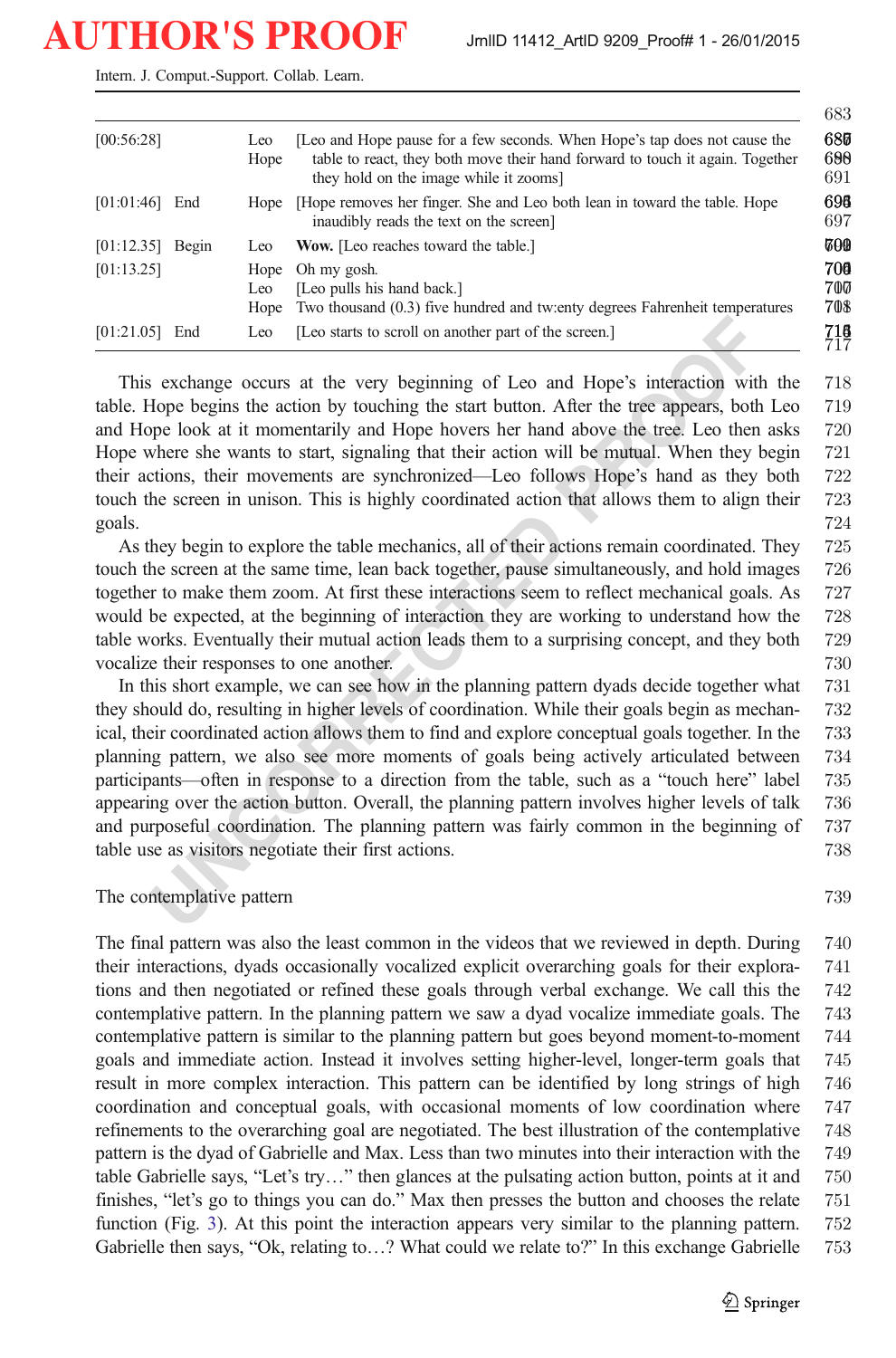| | | | |
|---|---|---|---|
| [00:56:28] | | Leo Hope | [Leo and Hope pause for a few seconds. When Hope's tap does not cause the table to react, they both move their hand forward to touch it again. Together they hold on the image while it zooms] |
| [01:01:46] | End | Hope | [Hope removes her finger. She and Leo both lean in toward the table. Hope inaudibly reads the text on the screen] |
| [01:12.35] | Begin | Leo | **Wow.** [Leo reaches toward the table.] |
| [01:13.25] | | Hope | Oh my gosh. |
| | | Leo | [Leo pulls his hand back.] |
| | | Hope | Two thousand (0.3) five hundred and tw:enty degrees Fahrenheit temperatures |
| [01:21.05] | End | Leo | [Leo starts to scroll on another part of the screen.] |

This exchange occurs at the very beginning of Leo and Hope's interaction with the table. Hope begins the action by touching the start button. After the tree appears, both Leo and Hope look at it momentarily and Hope hovers her hand above the tree. Leo then asks Hope where she wants to start, signaling that their action will be mutual. When they begin their actions, their movements are synchronized—Leo follows Hope's hand as they both touch the screen in unison. This is highly coordinated action that allows them to align their goals.

As they begin to explore the table mechanics, all of their actions remain coordinated. They touch the screen at the same time, lean back together, pause simultaneously, and hold images together to make them zoom. At first these interactions seem to reflect mechanical goals. As would be expected, at the beginning of interaction they are working to understand how the table works. Eventually their mutual action leads them to a surprising concept, and they both vocalize their responses to one another.

In this short example, we can see how in the planning pattern dyads decide together what they should do, resulting in higher levels of coordination. While their goals begin as mechanical, their coordinated action allows them to find and explore conceptual goals together. In the planning pattern, we also see more moments of goals being actively articulated between participants—often in response to a direction from the table, such as a "touch here" label appearing over the action button. Overall, the planning pattern involves higher levels of talk and purposeful coordination. The planning pattern was fairly common in the beginning of table use as visitors negotiate their first actions.

## The contemplative pattern

The final pattern was also the least common in the videos that we reviewed in depth. During their interactions, dyads occasionally vocalized explicit overarching goals for their explorations and then negotiated or refined these goals through verbal exchange. We call this the contemplative pattern. In the planning pattern we saw a dyad vocalize immediate goals. The contemplative pattern is similar to the planning pattern but goes beyond moment-to-moment goals and immediate action. Instead it involves setting higher-level, longer-term goals that result in more complex interaction. This pattern can be identified by long strings of high coordination and conceptual goals, with occasional moments of low coordination where refinements to the overarching goal are negotiated. The best illustration of the contemplative pattern is the dyad of Gabrielle and Max. Less than two minutes into their interaction with the table Gabrielle says, "Let's try…" then glances at the pulsating action button, points at it and finishes, "let's go to things you can do." Max then presses the button and chooses the relate function (Fig. 3). At this point the interaction appears very similar to the planning pattern. Gabrielle then says, "Ok, relating to…? What could we relate to?" In this exchange Gabrielle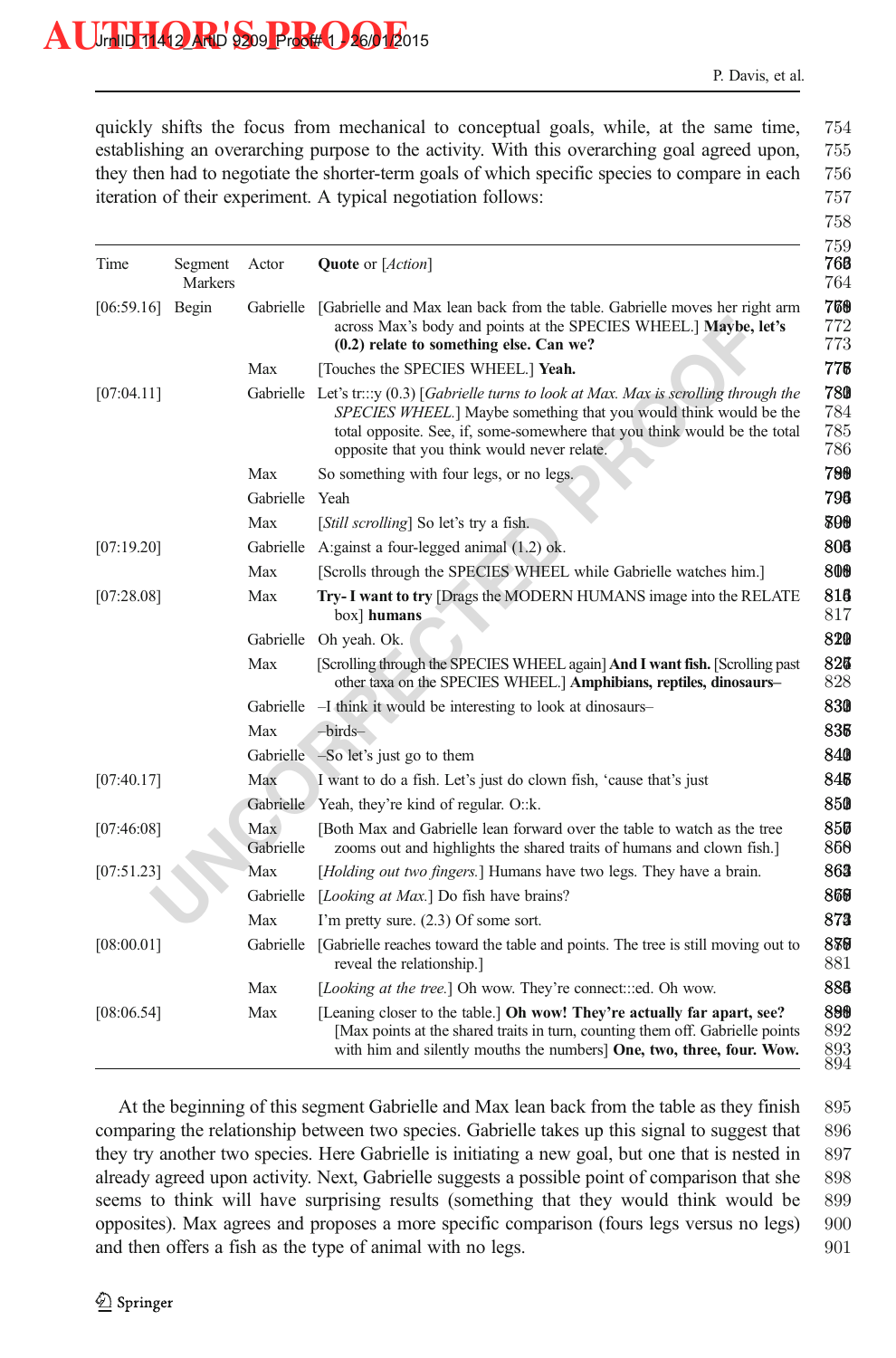quickly shifts the focus from mechanical to conceptual goals, while, at the same time, establishing an overarching purpose to the activity. With this overarching goal agreed upon, they then had to negotiate the shorter-term goals of which specific species to compare in each iteration of their experiment. A typical negotiation follows:

| Time | Segment Markers | Actor | **Quote** or [*Action*] |
|---|---|---|---|
| [06:59.16] | Begin | Gabrielle | [Gabrielle and Max lean back from the table. Gabrielle moves her right arm across Max's body and points at the SPECIES WHEEL.] **Maybe, let's (0.2) relate to something else. Can we?** |
| | | Max | [Touches the SPECIES WHEEL.] **Yeah.** |
| [07:04.11] | | Gabrielle | Let's tr:::y (0.3) [*Gabrielle turns to look at Max. Max is scrolling through the SPECIES WHEEL.*] Maybe something that you would think would be the total opposite. See, if, some-somewhere that you think would be the total opposite that you think would never relate. |
| | | Max | So something with four legs, or no legs. |
| | | Gabrielle | Yeah |
| | | Max | [*Still scrolling*] So let's try a fish. |
| [07:19.20] | | Gabrielle | A:gainst a four-legged animal (1.2) ok. |
| | | Max | [Scrolls through the SPECIES WHEEL while Gabrielle watches him.] |
| [07:28.08] | | Max | **Try- I want to try** [Drags the MODERN HUMANS image into the RELATE box] **humans** |
| | | Gabrielle | Oh yeah. Ok. |
| | | Max | [Scrolling through the SPECIES WHEEL again] **And I want fish.** [Scrolling past other taxa on the SPECIES WHEEL.] **Amphibians, reptiles, dinosaurs–** |
| | | Gabrielle | –I think it would be interesting to look at dinosaurs– |
| | | Max | –birds– |
| | | Gabrielle | –So let's just go to them |
| [07:40.17] | | Max | I want to do a fish. Let's just do clown fish, 'cause that's just |
| | | Gabrielle | Yeah, they're kind of regular. O::k. |
| [07:46:08] | | Max Gabrielle | [Both Max and Gabrielle lean forward over the table to watch as the tree zooms out and highlights the shared traits of humans and clown fish.] |
| [07:51.23] | | Max | [*Holding out two fingers.*] Humans have two legs. They have a brain. |
| | | Gabrielle | [*Looking at Max.*] Do fish have brains? |
| | | Max | I'm pretty sure. (2.3) Of some sort. |
| [08:00.01] | | Gabrielle | [Gabrielle reaches toward the table and points. The tree is still moving out to reveal the relationship.] |
| | | Max | [*Looking at the tree.*] Oh wow. They're connect:::ed. Oh wow. |
| [08:06.54] | | Max | [Leaning closer to the table.] **Oh wow! They're actually far apart, see?** [Max points at the shared traits in turn, counting them off. Gabrielle points with him and silently mouths the numbers] **One, two, three, four. Wow.** |

At the beginning of this segment Gabrielle and Max lean back from the table as they finish comparing the relationship between two species. Gabrielle takes up this signal to suggest that they try another two species. Here Gabrielle is initiating a new goal, but one that is nested in already agreed upon activity. Next, Gabrielle suggests a possible point of comparison that she seems to think will have surprising results (something that they would think would be opposites). Max agrees and proposes a more specific comparison (fours legs versus no legs) and then offers a fish as the type of animal with no legs.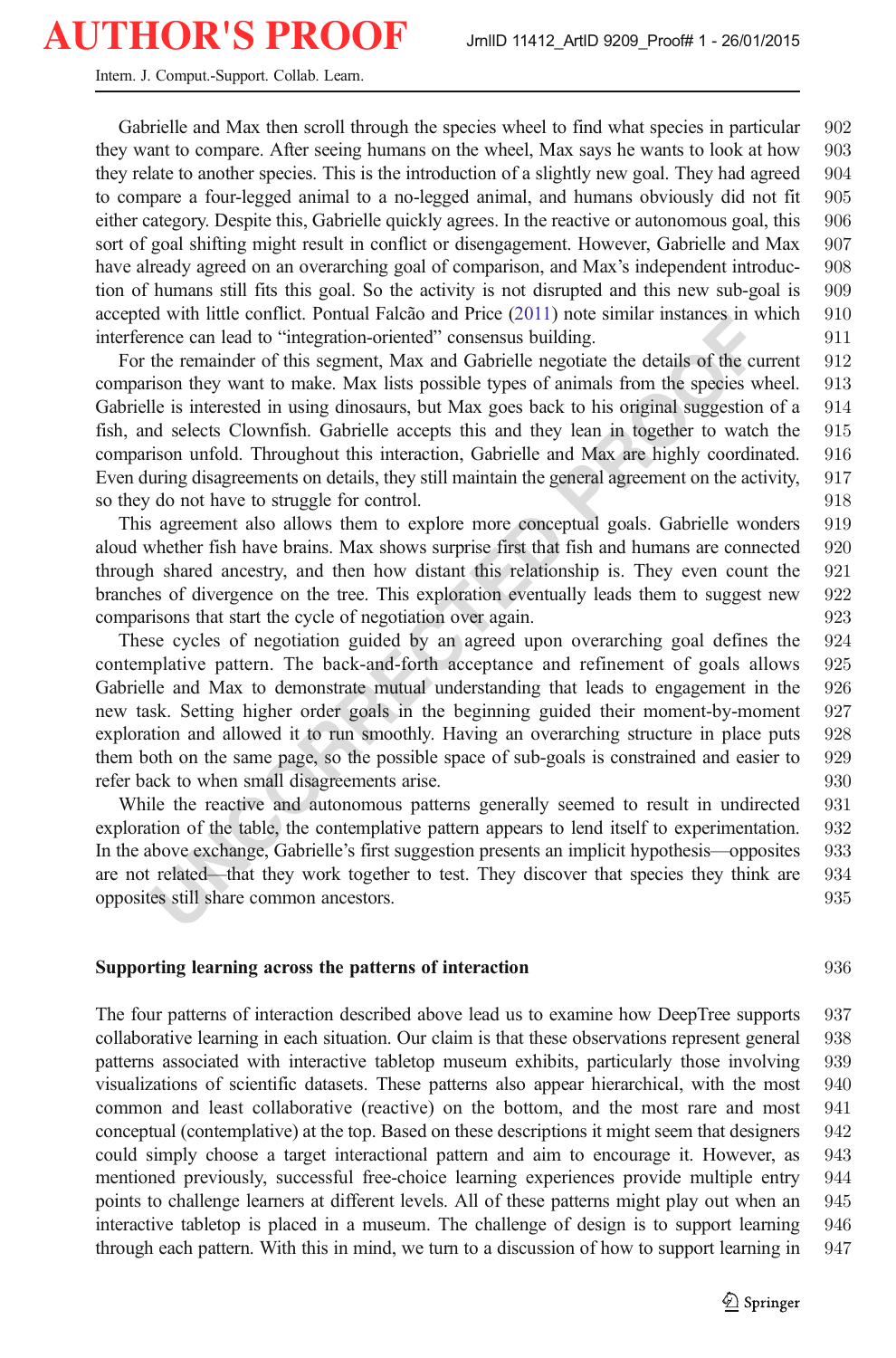Gabrielle and Max then scroll through the species wheel to find what species in particular they want to compare. After seeing humans on the wheel, Max says he wants to look at how they relate to another species. This is the introduction of a slightly new goal. They had agreed to compare a four-legged animal to a no-legged animal, and humans obviously did not fit either category. Despite this, Gabrielle quickly agrees. In the reactive or autonomous goal, this sort of goal shifting might result in conflict or disengagement. However, Gabrielle and Max have already agreed on an overarching goal of comparison, and Max's independent introduction of humans still fits this goal. So the activity is not disrupted and this new sub-goal is accepted with little conflict. Pontual Falcão and Price (2011) note similar instances in which interference can lead to "integration-oriented" consensus building.

For the remainder of this segment, Max and Gabrielle negotiate the details of the current comparison they want to make. Max lists possible types of animals from the species wheel. Gabrielle is interested in using dinosaurs, but Max goes back to his original suggestion of a fish, and selects Clownfish. Gabrielle accepts this and they lean in together to watch the comparison unfold. Throughout this interaction, Gabrielle and Max are highly coordinated. Even during disagreements on details, they still maintain the general agreement on the activity, so they do not have to struggle for control.

This agreement also allows them to explore more conceptual goals. Gabrielle wonders aloud whether fish have brains. Max shows surprise first that fish and humans are connected through shared ancestry, and then how distant this relationship is. They even count the branches of divergence on the tree. This exploration eventually leads them to suggest new comparisons that start the cycle of negotiation over again.

These cycles of negotiation guided by an agreed upon overarching goal defines the contemplative pattern. The back-and-forth acceptance and refinement of goals allows Gabrielle and Max to demonstrate mutual understanding that leads to engagement in the new task. Setting higher order goals in the beginning guided their moment-by-moment exploration and allowed it to run smoothly. Having an overarching structure in place puts them both on the same page, so the possible space of sub-goals is constrained and easier to refer back to when small disagreements arise.

While the reactive and autonomous patterns generally seemed to result in undirected exploration of the table, the contemplative pattern appears to lend itself to experimentation. In the above exchange, Gabrielle's first suggestion presents an implicit hypothesis—opposites are not related—that they work together to test. They discover that species they think are opposites still share common ancestors.

## Supporting learning across the patterns of interaction

The four patterns of interaction described above lead us to examine how DeepTree supports collaborative learning in each situation. Our claim is that these observations represent general patterns associated with interactive tabletop museum exhibits, particularly those involving visualizations of scientific datasets. These patterns also appear hierarchical, with the most common and least collaborative (reactive) on the bottom, and the most rare and most conceptual (contemplative) at the top. Based on these descriptions it might seem that designers could simply choose a target interactional pattern and aim to encourage it. However, as mentioned previously, successful free-choice learning experiences provide multiple entry points to challenge learners at different levels. All of these patterns might play out when an interactive tabletop is placed in a museum. The challenge of design is to support learning through each pattern. With this in mind, we turn to a discussion of how to support learning in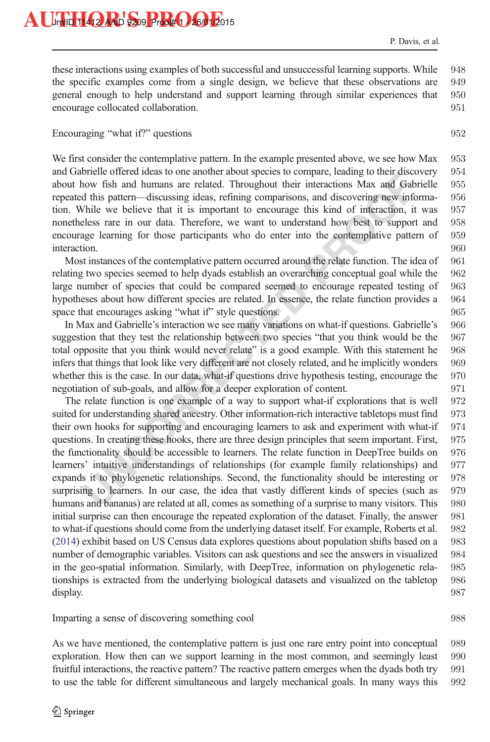these interactions using examples of both successful and unsuccessful learning supports. While the specific examples come from a single design, we believe that these observations are general enough to help understand and support learning through similar experiences that encourage collocated collaboration.

Encouraging "what if?" questions

We first consider the contemplative pattern. In the example presented above, we see how Max and Gabrielle offered ideas to one another about species to compare, leading to their discovery about how fish and humans are related. Throughout their interactions Max and Gabrielle repeated this pattern—discussing ideas, refining comparisons, and discovering new information. While we believe that it is important to encourage this kind of interaction, it was nonetheless rare in our data. Therefore, we want to understand how best to support and encourage learning for those participants who do enter into the contemplative pattern of interaction.

Most instances of the contemplative pattern occurred around the relate function. The idea of relating two species seemed to help dyads establish an overarching conceptual goal while the large number of species that could be compared seemed to encourage repeated testing of hypotheses about how different species are related. In essence, the relate function provides a space that encourages asking "what if" style questions.

In Max and Gabrielle's interaction we see many variations on what-if questions. Gabrielle's suggestion that they test the relationship between two species "that you think would be the total opposite that you think would never relate" is a good example. With this statement he infers that things that look like very different are not closely related, and he implicitly wonders whether this is the case. In our data, what-if questions drive hypothesis testing, encourage the negotiation of sub-goals, and allow for a deeper exploration of content.

The relate function is one example of a way to support what-if explorations that is well suited for understanding shared ancestry. Other information-rich interactive tabletops must find their own hooks for supporting and encouraging learners to ask and experiment with what-if questions. In creating these hooks, there are three design principles that seem important. First, the functionality should be accessible to learners. The relate function in DeepTree builds on learners' intuitive understandings of relationships (for example family relationships) and expands it to phylogenetic relationships. Second, the functionality should be interesting or surprising to learners. In our case, the idea that vastly different kinds of species (such as humans and bananas) are related at all, comes as something of a surprise to many visitors. This initial surprise can then encourage the repeated exploration of the dataset. Finally, the answer to what-if questions should come from the underlying dataset itself. For example, Roberts et al. (2014) exhibit based on US Census data explores questions about population shifts based on a number of demographic variables. Visitors can ask questions and see the answers in visualized in the geo-spatial information. Similarly, with DeepTree, information on phylogenetic relationships is extracted from the underlying biological datasets and visualized on the tabletop display.

Imparting a sense of discovering something cool

As we have mentioned, the contemplative pattern is just one rare entry point into conceptual exploration. How then can we support learning in the most common, and seemingly least fruitful interactions, the reactive pattern? The reactive pattern emerges when the dyads both try to use the table for different simultaneous and largely mechanical goals. In many ways this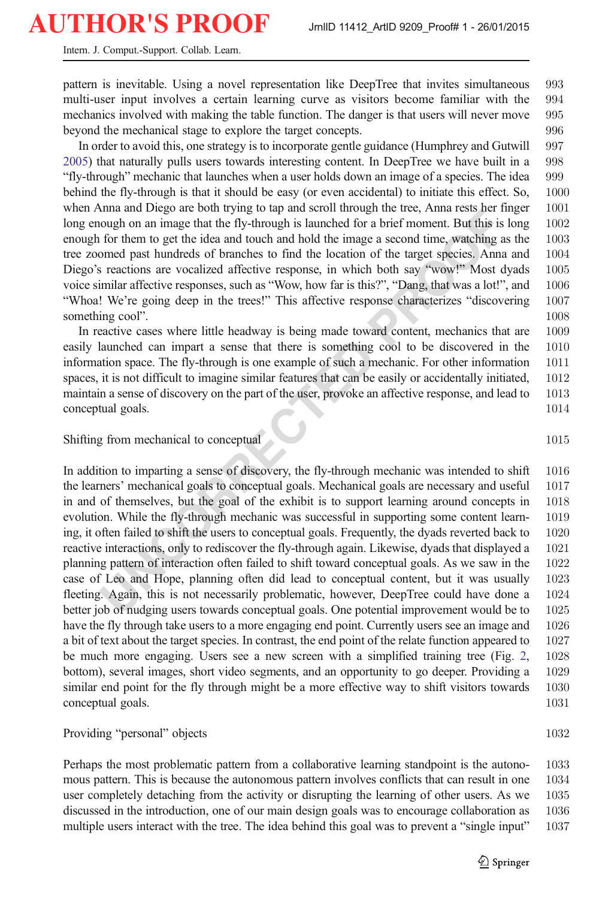pattern is inevitable. Using a novel representation like DeepTree that invites simultaneous multi-user input involves a certain learning curve as visitors become familiar with the mechanics involved with making the table function. The danger is that users will never move beyond the mechanical stage to explore the target concepts.

In order to avoid this, one strategy is to incorporate gentle guidance (Humphrey and Gutwill 2005) that naturally pulls users towards interesting content. In DeepTree we have built in a "fly-through" mechanic that launches when a user holds down an image of a species. The idea behind the fly-through is that it should be easy (or even accidental) to initiate this effect. So, when Anna and Diego are both trying to tap and scroll through the tree, Anna rests her finger long enough on an image that the fly-through is launched for a brief moment. But this is long enough for them to get the idea and touch and hold the image a second time, watching as the tree zoomed past hundreds of branches to find the location of the target species. Anna and Diego's reactions are vocalized affective response, in which both say "wow!" Most dyads voice similar affective responses, such as "Wow, how far is this?", "Dang, that was a lot!", and "Whoa! We're going deep in the trees!" This affective response characterizes "discovering something cool".

In reactive cases where little headway is being made toward content, mechanics that are easily launched can impart a sense that there is something cool to be discovered in the information space. The fly-through is one example of such a mechanic. For other information spaces, it is not difficult to imagine similar features that can be easily or accidentally initiated, maintain a sense of discovery on the part of the user, provoke an affective response, and lead to conceptual goals.

## Shifting from mechanical to conceptual

In addition to imparting a sense of discovery, the fly-through mechanic was intended to shift the learners' mechanical goals to conceptual goals. Mechanical goals are necessary and useful in and of themselves, but the goal of the exhibit is to support learning around concepts in evolution. While the fly-through mechanic was successful in supporting some content learning, it often failed to shift the users to conceptual goals. Frequently, the dyads reverted back to reactive interactions, only to rediscover the fly-through again. Likewise, dyads that displayed a planning pattern of interaction often failed to shift toward conceptual goals. As we saw in the case of Leo and Hope, planning often did lead to conceptual content, but it was usually fleeting. Again, this is not necessarily problematic, however, DeepTree could have done a better job of nudging users towards conceptual goals. One potential improvement would be to have the fly through take users to a more engaging end point. Currently users see an image and a bit of text about the target species. In contrast, the end point of the relate function appeared to be much more engaging. Users see a new screen with a simplified training tree (Fig. 2, bottom), several images, short video segments, and an opportunity to go deeper. Providing a similar end point for the fly through might be a more effective way to shift visitors towards conceptual goals.

## Providing "personal" objects

Perhaps the most problematic pattern from a collaborative learning standpoint is the autonomous pattern. This is because the autonomous pattern involves conflicts that can result in one user completely detaching from the activity or disrupting the learning of other users. As we discussed in the introduction, one of our main design goals was to encourage collaboration as multiple users interact with the tree. The idea behind this goal was to prevent a "single input"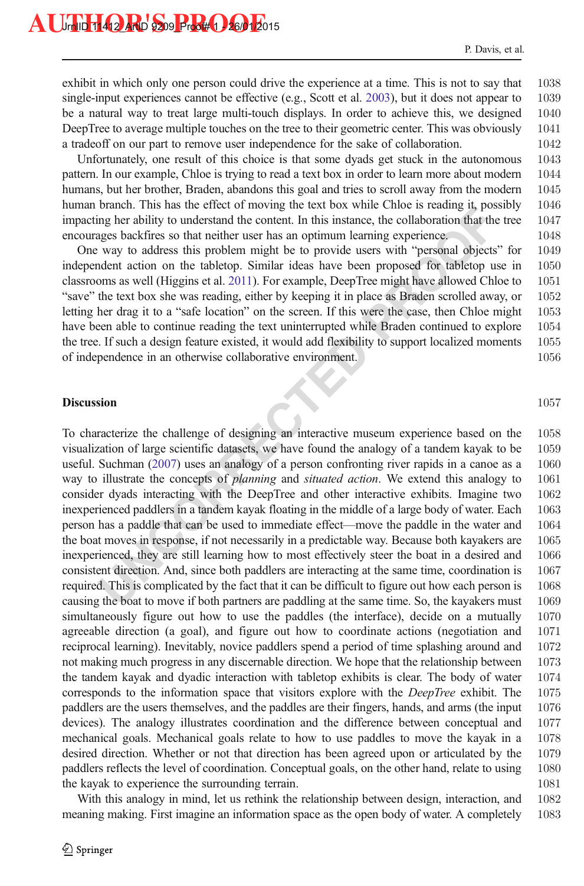exhibit in which only one person could drive the experience at a time. This is not to say that single-input experiences cannot be effective (e.g., Scott et al. 2003), but it does not appear to be a natural way to treat large multi-touch displays. In order to achieve this, we designed DeepTree to average multiple touches on the tree to their geometric center. This was obviously a tradeoff on our part to remove user independence for the sake of collaboration.

Unfortunately, one result of this choice is that some dyads get stuck in the autonomous pattern. In our example, Chloe is trying to read a text box in order to learn more about modern humans, but her brother, Braden, abandons this goal and tries to scroll away from the modern human branch. This has the effect of moving the text box while Chloe is reading it, possibly impacting her ability to understand the content. In this instance, the collaboration that the tree encourages backfires so that neither user has an optimum learning experience.

One way to address this problem might be to provide users with "personal objects" for independent action on the tabletop. Similar ideas have been proposed for tabletop use in classrooms as well (Higgins et al. 2011). For example, DeepTree might have allowed Chloe to "save" the text box she was reading, either by keeping it in place as Braden scrolled away, or letting her drag it to a "safe location" on the screen. If this were the case, then Chloe might have been able to continue reading the text uninterrupted while Braden continued to explore the tree. If such a design feature existed, it would add flexibility to support localized moments of independence in an otherwise collaborative environment.

## Discussion

To characterize the challenge of designing an interactive museum experience based on the visualization of large scientific datasets, we have found the analogy of a tandem kayak to be useful. Suchman (2007) uses an analogy of a person confronting river rapids in a canoe as a way to illustrate the concepts of *planning* and *situated action*. We extend this analogy to consider dyads interacting with the DeepTree and other interactive exhibits. Imagine two inexperienced paddlers in a tandem kayak floating in the middle of a large body of water. Each person has a paddle that can be used to immediate effect—move the paddle in the water and the boat moves in response, if not necessarily in a predictable way. Because both kayakers are inexperienced, they are still learning how to most effectively steer the boat in a desired and consistent direction. And, since both paddlers are interacting at the same time, coordination is required. This is complicated by the fact that it can be difficult to figure out how each person is causing the boat to move if both partners are paddling at the same time. So, the kayakers must simultaneously figure out how to use the paddles (the interface), decide on a mutually agreeable direction (a goal), and figure out how to coordinate actions (negotiation and reciprocal learning). Inevitably, novice paddlers spend a period of time splashing around and not making much progress in any discernable direction. We hope that the relationship between the tandem kayak and dyadic interaction with tabletop exhibits is clear. The body of water corresponds to the information space that visitors explore with the *DeepTree* exhibit. The paddlers are the users themselves, and the paddles are their fingers, hands, and arms (the input devices). The analogy illustrates coordination and the difference between conceptual and mechanical goals. Mechanical goals relate to how to use paddles to move the kayak in a desired direction. Whether or not that direction has been agreed upon or articulated by the paddlers reflects the level of coordination. Conceptual goals, on the other hand, relate to using the kayak to experience the surrounding terrain.

With this analogy in mind, let us rethink the relationship between design, interaction, and meaning making. First imagine an information space as the open body of water. A completely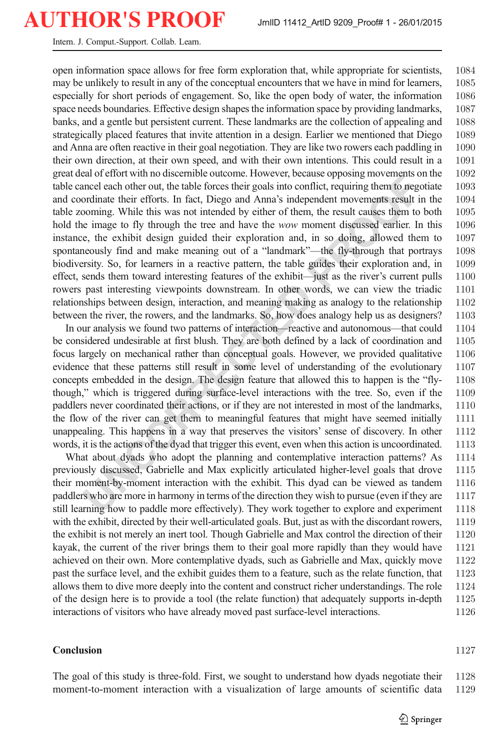open information space allows for free form exploration that, while appropriate for scientists, may be unlikely to result in any of the conceptual encounters that we have in mind for learners, especially for short periods of engagement. So, like the open body of water, the information space needs boundaries. Effective design shapes the information space by providing landmarks, banks, and a gentle but persistent current. These landmarks are the collection of appealing and strategically placed features that invite attention in a design. Earlier we mentioned that Diego and Anna are often reactive in their goal negotiation. They are like two rowers each paddling in their own direction, at their own speed, and with their own intentions. This could result in a great deal of effort with no discernible outcome. However, because opposing movements on the table cancel each other out, the table forces their goals into conflict, requiring them to negotiate and coordinate their efforts. In fact, Diego and Anna's independent movements result in the table zooming. While this was not intended by either of them, the result causes them to both hold the image to fly through the tree and have the *wow* moment discussed earlier. In this instance, the exhibit design guided their exploration and, in so doing, allowed them to spontaneously find and make meaning out of a "landmark"—the fly-through that portrays biodiversity. So, for learners in a reactive pattern, the table guides their exploration and, in effect, sends them toward interesting features of the exhibit—just as the river's current pulls rowers past interesting viewpoints downstream. In other words, we can view the triadic relationships between design, interaction, and meaning making as analogy to the relationship between the river, the rowers, and the landmarks. So, how does analogy help us as designers?

In our analysis we found two patterns of interaction—reactive and autonomous—that could be considered undesirable at first blush. They are both defined by a lack of coordination and focus largely on mechanical rather than conceptual goals. However, we provided qualitative evidence that these patterns still result in some level of understanding of the evolutionary concepts embedded in the design. The design feature that allowed this to happen is the "fly-though," which is triggered during surface-level interactions with the tree. So, even if the paddlers never coordinated their actions, or if they are not interested in most of the landmarks, the flow of the river can get them to meaningful features that might have seemed initially unappealing. This happens in a way that preserves the visitors' sense of discovery. In other words, it is the actions of the dyad that trigger this event, even when this action is uncoordinated.

What about dyads who adopt the planning and contemplative interaction patterns? As previously discussed, Gabrielle and Max explicitly articulated higher-level goals that drove their moment-by-moment interaction with the exhibit. This dyad can be viewed as tandem paddlers who are more in harmony in terms of the direction they wish to pursue (even if they are still learning how to paddle more effectively). They work together to explore and experiment with the exhibit, directed by their well-articulated goals. But, just as with the discordant rowers, the exhibit is not merely an inert tool. Though Gabrielle and Max control the direction of their kayak, the current of the river brings them to their goal more rapidly than they would have achieved on their own. More contemplative dyads, such as Gabrielle and Max, quickly move past the surface level, and the exhibit guides them to a feature, such as the relate function, that allows them to dive more deeply into the content and construct richer understandings. The role of the design here is to provide a tool (the relate function) that adequately supports in-depth interactions of visitors who have already moved past surface-level interactions.

## Conclusion

The goal of this study is three-fold. First, we sought to understand how dyads negotiate their moment-to-moment interaction with a visualization of large amounts of scientific data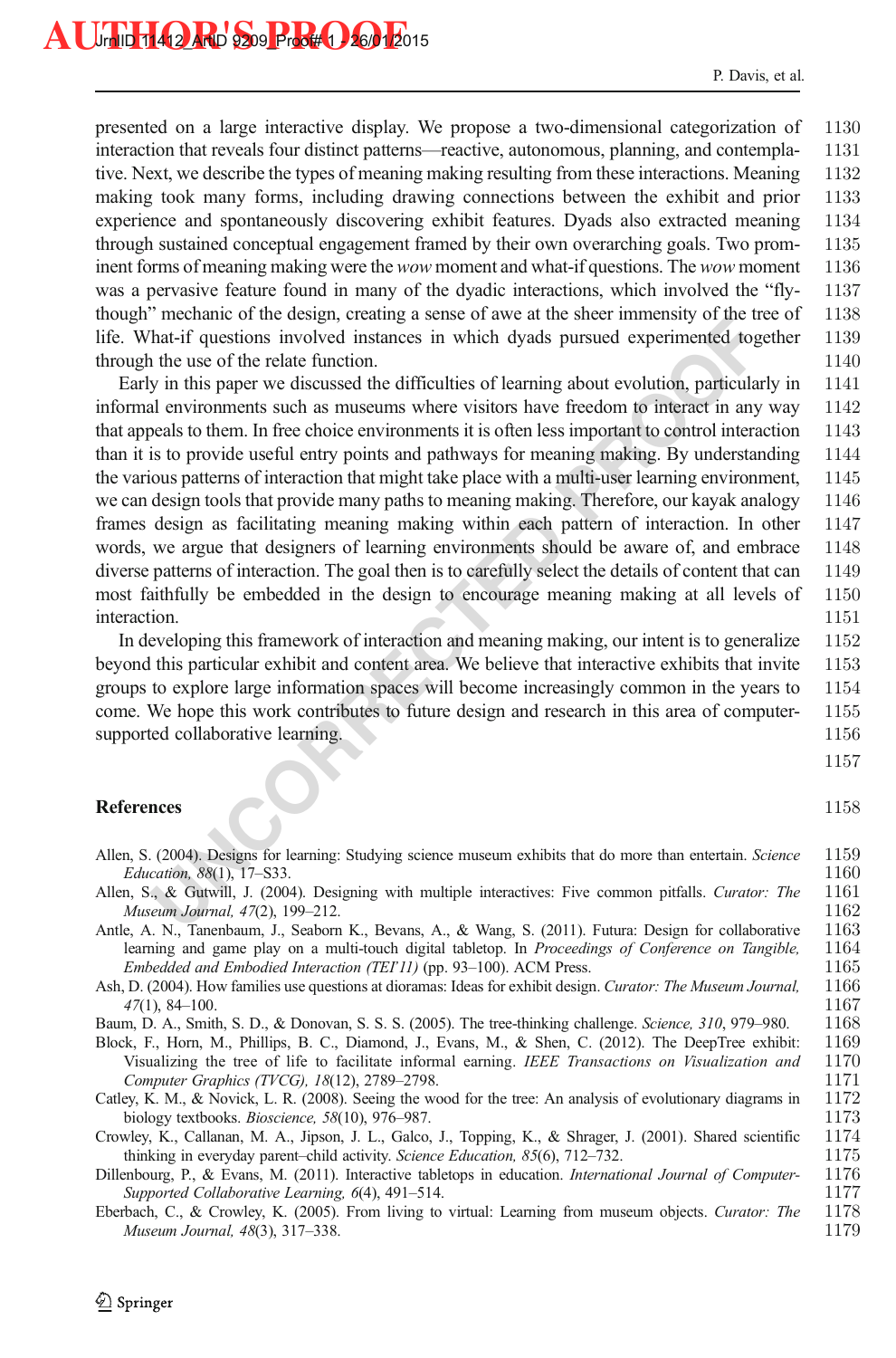presented on a large interactive display. We propose a two-dimensional categorization of interaction that reveals four distinct patterns—reactive, autonomous, planning, and contemplative. Next, we describe the types of meaning making resulting from these interactions. Meaning making took many forms, including drawing connections between the exhibit and prior experience and spontaneously discovering exhibit features. Dyads also extracted meaning through sustained conceptual engagement framed by their own overarching goals. Two prominent forms of meaning making were the *wow* moment and what-if questions. The *wow* moment was a pervasive feature found in many of the dyadic interactions, which involved the "fly-though" mechanic of the design, creating a sense of awe at the sheer immensity of the tree of life. What-if questions involved instances in which dyads pursued experimented together through the use of the relate function.

Early in this paper we discussed the difficulties of learning about evolution, particularly in informal environments such as museums where visitors have freedom to interact in any way that appeals to them. In free choice environments it is often less important to control interaction than it is to provide useful entry points and pathways for meaning making. By understanding the various patterns of interaction that might take place with a multi-user learning environment, we can design tools that provide many paths to meaning making. Therefore, our kayak analogy frames design as facilitating meaning making within each pattern of interaction. In other words, we argue that designers of learning environments should be aware of, and embrace diverse patterns of interaction. The goal then is to carefully select the details of content that can most faithfully be embedded in the design to encourage meaning making at all levels of interaction.

In developing this framework of interaction and meaning making, our intent is to generalize beyond this particular exhibit and content area. We believe that interactive exhibits that invite groups to explore large information spaces will become increasingly common in the years to come. We hope this work contributes to future design and research in this area of computer-supported collaborative learning.

## References

Allen, S. (2004). Designs for learning: Studying science museum exhibits that do more than entertain. *Science Education, 88*(1), 17–S33.

Allen, S., & Gutwill, J. (2004). Designing with multiple interactives: Five common pitfalls. *Curator: The Museum Journal, 47*(2), 199–212.

Antle, A. N., Tanenbaum, J., Seaborn K., Bevans, A., & Wang, S. (2011). Futura: Design for collaborative learning and game play on a multi-touch digital tabletop. In *Proceedings of Conference on Tangible, Embedded and Embodied Interaction (TEI'11)* (pp. 93–100). ACM Press.

Ash, D. (2004). How families use questions at dioramas: Ideas for exhibit design. *Curator: The Museum Journal, 47*(1), 84–100.

Baum, D. A., Smith, S. D., & Donovan, S. S. S. (2005). The tree-thinking challenge. *Science, 310*, 979–980.

Block, F., Horn, M., Phillips, B. C., Diamond, J., Evans, M., & Shen, C. (2012). The DeepTree exhibit: Visualizing the tree of life to facilitate informal earning. *IEEE Transactions on Visualization and Computer Graphics (TVCG), 18*(12), 2789–2798.

Catley, K. M., & Novick, L. R. (2008). Seeing the wood for the tree: An analysis of evolutionary diagrams in biology textbooks. *Bioscience, 58*(10), 976–987.

Crowley, K., Callanan, M. A., Jipson, J. L., Galco, J., Topping, K., & Shrager, J. (2001). Shared scientific thinking in everyday parent–child activity. *Science Education, 85*(6), 712–732.

Dillenbourg, P., & Evans, M. (2011). Interactive tabletops in education. *International Journal of Computer-Supported Collaborative Learning, 6*(4), 491–514.

Eberbach, C., & Crowley, K. (2005). From living to virtual: Learning from museum objects. *Curator: The Museum Journal, 48*(3), 317–338.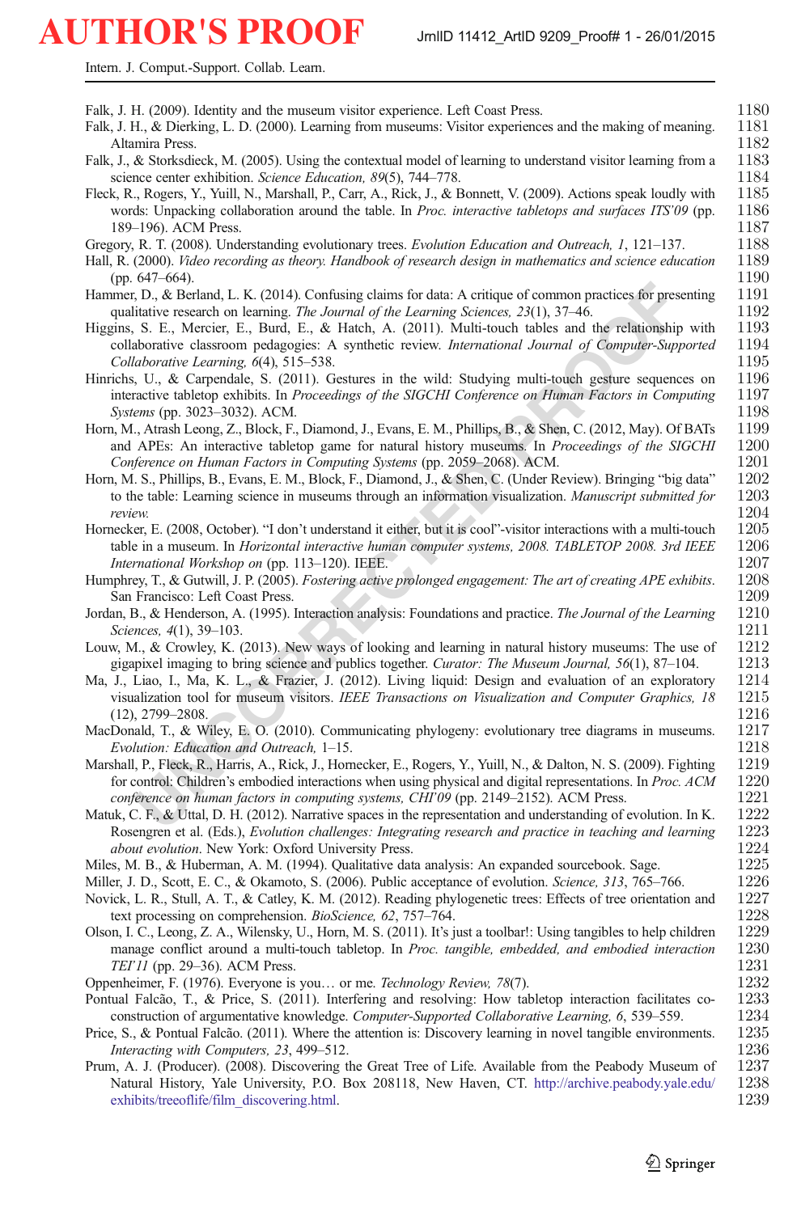Falk, J. H. (2009). Identity and the museum visitor experience. Left Coast Press.

Falk, J. H., & Dierking, L. D. (2000). Learning from museums: Visitor experiences and the making of meaning. Altamira Press.

Falk, J., & Storksdieck, M. (2005). Using the contextual model of learning to understand visitor learning from a science center exhibition. *Science Education, 89*(5), 744–778.

Fleck, R., Rogers, Y., Yuill, N., Marshall, P., Carr, A., Rick, J., & Bonnett, V. (2009). Actions speak loudly with words: Unpacking collaboration around the table. In *Proc. interactive tabletops and surfaces ITS'09* (pp. 189–196). ACM Press.

Gregory, R. T. (2008). Understanding evolutionary trees. *Evolution Education and Outreach, 1*, 121–137.

Hall, R. (2000). *Video recording as theory. Handbook of research design in mathematics and science education* (pp. 647–664).

Hammer, D., & Berland, L. K. (2014). Confusing claims for data: A critique of common practices for presenting qualitative research on learning. *The Journal of the Learning Sciences, 23*(1), 37–46.

Higgins, S. E., Mercier, E., Burd, E., & Hatch, A. (2011). Multi-touch tables and the relationship with collaborative classroom pedagogies: A synthetic review. *International Journal of Computer-Supported Collaborative Learning, 6*(4), 515–538.

Hinrichs, U., & Carpendale, S. (2011). Gestures in the wild: Studying multi-touch gesture sequences on interactive tabletop exhibits. In *Proceedings of the SIGCHI Conference on Human Factors in Computing Systems* (pp. 3023–3032). ACM.

Horn, M., Atrash Leong, Z., Block, F., Diamond, J., Evans, E. M., Phillips, B., & Shen, C. (2012, May). Of BATs and APEs: An interactive tabletop game for natural history museums. In *Proceedings of the SIGCHI Conference on Human Factors in Computing Systems* (pp. 2059–2068). ACM.

Horn, M. S., Phillips, B., Evans, E. M., Block, F., Diamond, J., & Shen, C. (Under Review). Bringing "big data" to the table: Learning science in museums through an information visualization. *Manuscript submitted for review.*

Hornecker, E. (2008, October). "I don't understand it either, but it is cool"-visitor interactions with a multi-touch table in a museum. In *Horizontal interactive human computer systems, 2008. TABLETOP 2008. 3rd IEEE International Workshop on* (pp. 113–120). IEEE.

Humphrey, T., & Gutwill, J. P. (2005). *Fostering active prolonged engagement: The art of creating APE exhibits*. San Francisco: Left Coast Press.

Jordan, B., & Henderson, A. (1995). Interaction analysis: Foundations and practice. *The Journal of the Learning Sciences, 4*(1), 39–103.

Louw, M., & Crowley, K. (2013). New ways of looking and learning in natural history museums: The use of gigapixel imaging to bring science and publics together. *Curator: The Museum Journal, 56*(1), 87–104.

Ma, J., Liao, I., Ma, K. L., & Frazier, J. (2012). Living liquid: Design and evaluation of an exploratory visualization tool for museum visitors. *IEEE Transactions on Visualization and Computer Graphics, 18* (12), 2799–2808.

MacDonald, T., & Wiley, E. O. (2010). Communicating phylogeny: evolutionary tree diagrams in museums. *Evolution: Education and Outreach,* 1–15.

Marshall, P., Fleck, R., Harris, A., Rick, J., Hornecker, E., Rogers, Y., Yuill, N., & Dalton, N. S. (2009). Fighting for control: Children's embodied interactions when using physical and digital representations. In *Proc. ACM conference on human factors in computing systems, CHI'09* (pp. 2149–2152). ACM Press.

Matuk, C. F., & Uttal, D. H. (2012). Narrative spaces in the representation and understanding of evolution. In K. Rosengren et al. (Eds.), *Evolution challenges: Integrating research and practice in teaching and learning about evolution*. New York: Oxford University Press.

Miles, M. B., & Huberman, A. M. (1994). Qualitative data analysis: An expanded sourcebook. Sage.

Miller, J. D., Scott, E. C., & Okamoto, S. (2006). Public acceptance of evolution. *Science, 313*, 765–766.

Novick, L. R., Stull, A. T., & Catley, K. M. (2012). Reading phylogenetic trees: Effects of tree orientation and text processing on comprehension. *BioScience, 62*, 757–764.

Olson, I. C., Leong, Z. A., Wilensky, U., Horn, M. S. (2011). It's just a toolbar!: Using tangibles to help children manage conflict around a multi-touch tabletop. In *Proc. tangible, embedded, and embodied interaction TEI'11* (pp. 29–36). ACM Press.

Oppenheimer, F. (1976). Everyone is you… or me. *Technology Review, 78*(7).

Pontual Falcão, T., & Price, S. (2011). Interfering and resolving: How tabletop interaction facilitates co-construction of argumentative knowledge. *Computer-Supported Collaborative Learning, 6*, 539–559.

Price, S., & Pontual Falcão. (2011). Where the attention is: Discovery learning in novel tangible environments. *Interacting with Computers, 23*, 499–512.

Prum, A. J. (Producer). (2008). Discovering the Great Tree of Life. Available from the Peabody Museum of Natural History, Yale University, P.O. Box 208118, New Haven, CT. http://archive.peabody.yale.edu/exhibits/treeoflife/film_discovering.html.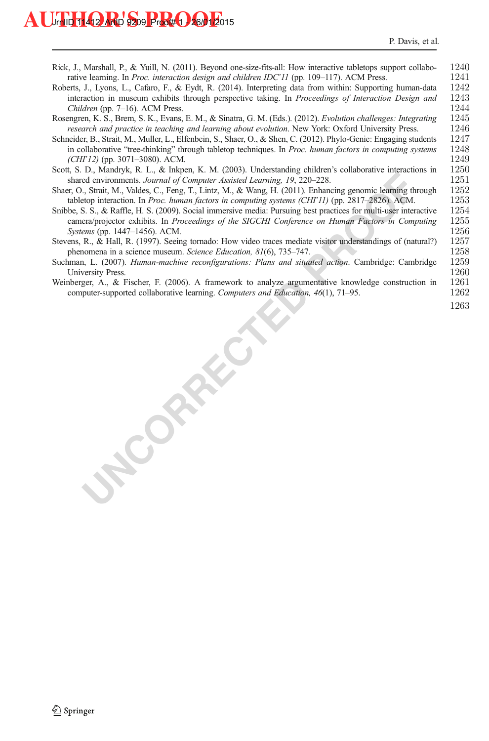Rick, J., Marshall, P., & Yuill, N. (2011). Beyond one-size-fits-all: How interactive tabletops support collaborative learning. In *Proc. interaction design and children IDC'11* (pp. 109–117). ACM Press.

Roberts, J., Lyons, L., Cafaro, F., & Eydt, R. (2014). Interpreting data from within: Supporting human-data interaction in museum exhibits through perspective taking. In *Proceedings of Interaction Design and Children* (pp. 7–16). ACM Press.

Rosengren, K. S., Brem, S. K., Evans, E. M., & Sinatra, G. M. (Eds.). (2012). *Evolution challenges: Integrating research and practice in teaching and learning about evolution*. New York: Oxford University Press.

Schneider, B., Strait, M., Muller, L., Elfenbein, S., Shaer, O., & Shen, C. (2012). Phylo-Genie: Engaging students in collaborative "tree-thinking" through tabletop techniques. In *Proc. human factors in computing systems (CHI'12)* (pp. 3071–3080). ACM.

Scott, S. D., Mandryk, R. L., & Inkpen, K. M. (2003). Understanding children's collaborative interactions in shared environments. *Journal of Computer Assisted Learning, 19*, 220–228.

Shaer, O., Strait, M., Valdes, C., Feng, T., Lintz, M., & Wang, H. (2011). Enhancing genomic learning through tabletop interaction. In *Proc. human factors in computing systems (CHI'11)* (pp. 2817–2826). ACM.

Snibbe, S. S., & Raffle, H. S. (2009). Social immersive media: Pursuing best practices for multi-user interactive camera/projector exhibits. In *Proceedings of the SIGCHI Conference on Human Factors in Computing Systems* (pp. 1447–1456). ACM.

Stevens, R., & Hall, R. (1997). Seeing tornado: How video traces mediate visitor understandings of (natural?) phenomena in a science museum. *Science Education, 81*(6), 735–747.

Suchman, L. (2007). *Human-machine reconfigurations: Plans and situated action*. Cambridge: Cambridge University Press.

Weinberger, A., & Fischer, F. (2006). A framework to analyze argumentative knowledge construction in computer-supported collaborative learning. *Computers and Education, 46*(1), 71–95.